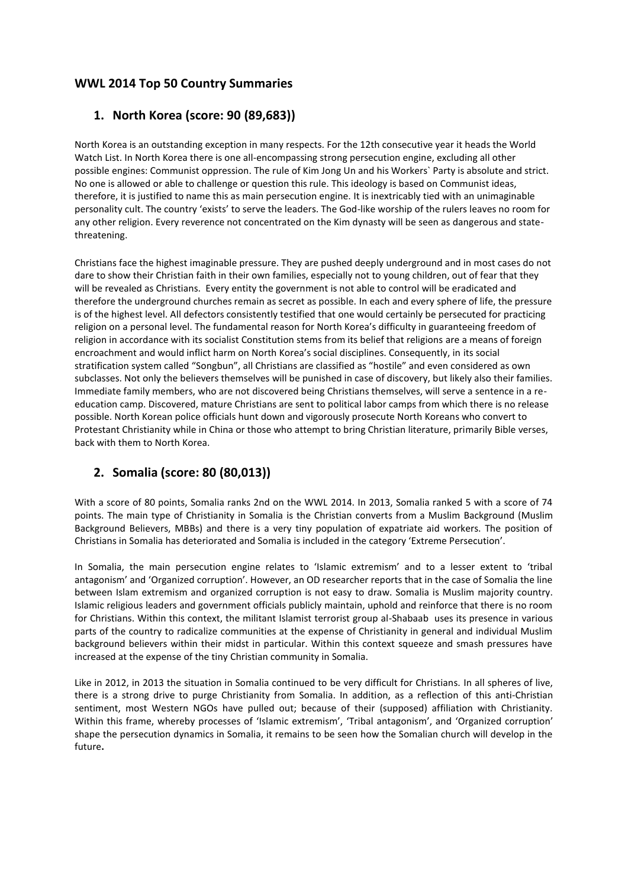## WWL 2014 Top 50 Country Summaries

### 1. North Korea (score: 90 (89,683))

North Korea is an outstanding exception in many respects. For the 12th consecutive year it heads the World Watch List. In North Korea there is one all-encompassing strong persecution engine, excluding all other possible engines: Communist oppression. The rule of Kim Jong Un and his Workers` Party is absolute and strict. No one is allowed or able to challenge or question this rule. This ideology is based on Communist ideas, therefore, it is justified to name this as main persecution engine. It is inextricably tied with an unimaginable personality cult. The country 'exists' to serve the leaders. The God-like worship of the rulers leaves no room for any other religion. Every reverence not concentrated on the Kim dynasty will be seen as dangerous and state-threatening.

Christians face the highest imaginable pressure. They are pushed deeply underground and in most cases do not dare to show their Christian faith in their own families, especially not to young children, out of fear that they will be revealed as Christians. Every entity the government is not able to control will be eradicated and therefore the underground churches remain as secret as possible. In each and every sphere of life, the pressure is of the highest level. All defectors consistently testified that one would certainly be persecuted for practicing religion on a personal level. The fundamental reason for North Korea's difficulty in guaranteeing freedom of religion in accordance with its socialist Constitution stems from its belief that religions are a means of foreign encroachment and would inflict harm on North Korea's social disciplines. Consequently, in its social stratification system called "Songbun", all Christians are classified as "hostile" and even considered as own subclasses. Not only the believers themselves will be punished in case of discovery, but likely also their families. Immediate family members, who are not discovered being Christians themselves, will serve a sentence in a re-education camp. Discovered, mature Christians are sent to political labor camps from which there is no release possible. North Korean police officials hunt down and vigorously prosecute North Koreans who convert to Protestant Christianity while in China or those who attempt to bring Christian literature, primarily Bible verses, back with them to North Korea.

### 2. Somalia (score: 80 (80,013))

With a score of 80 points, Somalia ranks 2nd on the WWL 2014. In 2013, Somalia ranked 5 with a score of 74 points. The main type of Christianity in Somalia is the Christian converts from a Muslim Background (Muslim Background Believers, MBBs) and there is a very tiny population of expatriate aid workers. The position of Christians in Somalia has deteriorated and Somalia is included in the category 'Extreme Persecution'.

In Somalia, the main persecution engine relates to 'Islamic extremism' and to a lesser extent to 'tribal antagonism' and 'Organized corruption'. However, an OD researcher reports that in the case of Somalia the line between Islam extremism and organized corruption is not easy to draw. Somalia is Muslim majority country. Islamic religious leaders and government officials publicly maintain, uphold and reinforce that there is no room for Christians. Within this context, the militant Islamist terrorist group al-Shabaab uses its presence in various parts of the country to radicalize communities at the expense of Christianity in general and individual Muslim background believers within their midst in particular. Within this context squeeze and smash pressures have increased at the expense of the tiny Christian community in Somalia.

Like in 2012, in 2013 the situation in Somalia continued to be very difficult for Christians. In all spheres of live, there is a strong drive to purge Christianity from Somalia. In addition, as a reflection of this anti-Christian sentiment, most Western NGOs have pulled out; because of their (supposed) affiliation with Christianity. Within this frame, whereby processes of 'Islamic extremism', 'Tribal antagonism', and 'Organized corruption' shape the persecution dynamics in Somalia, it remains to be seen how the Somalian church will develop in the future**.**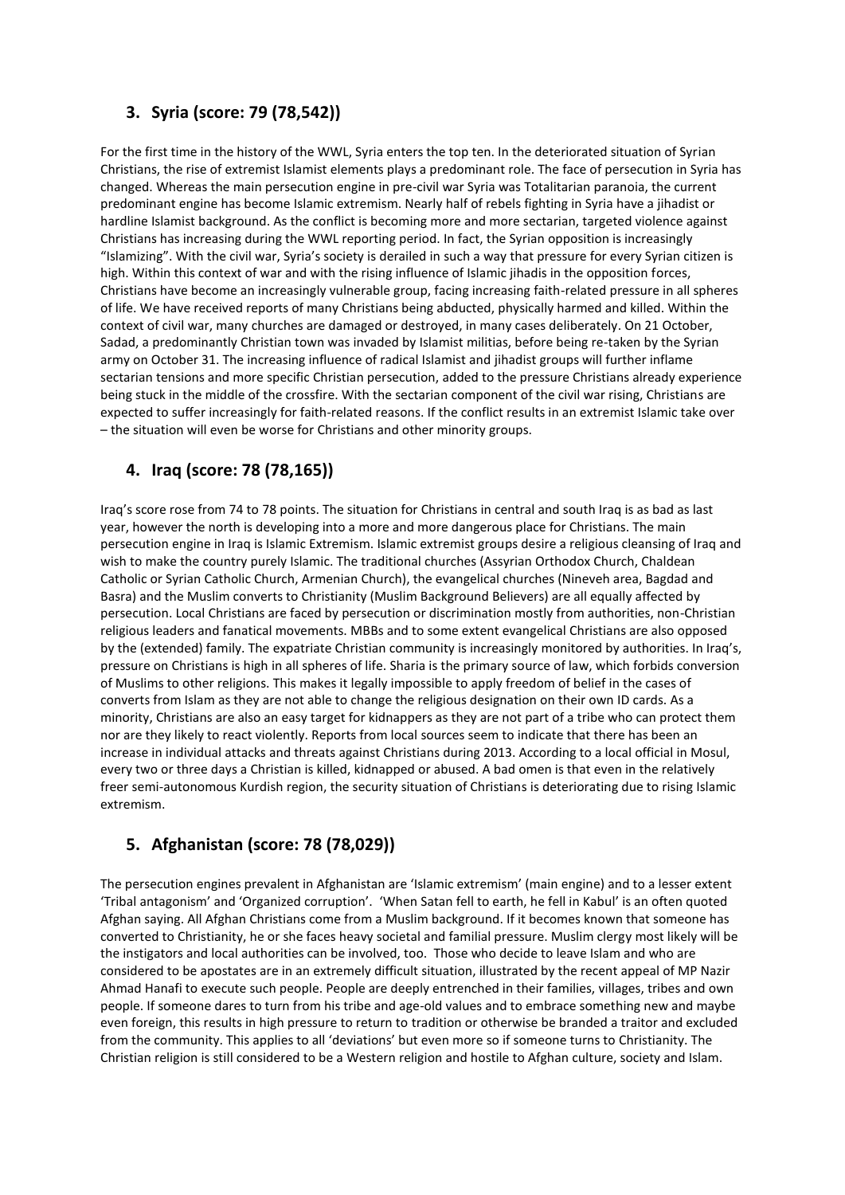## 3. Syria (score: 79 (78,542))

For the first time in the history of the WWL, Syria enters the top ten. In the deteriorated situation of Syrian Christians, the rise of extremist Islamist elements plays a predominant role. The face of persecution in Syria has changed. Whereas the main persecution engine in pre-civil war Syria was Totalitarian paranoia, the current predominant engine has become Islamic extremism. Nearly half of rebels fighting in Syria have a jihadist or hardline Islamist background. As the conflict is becoming more and more sectarian, targeted violence against Christians has increasing during the WWL reporting period. In fact, the Syrian opposition is increasingly "Islamizing". With the civil war, Syria's society is derailed in such a way that pressure for every Syrian citizen is high. Within this context of war and with the rising influence of Islamic jihadis in the opposition forces, Christians have become an increasingly vulnerable group, facing increasing faith-related pressure in all spheres of life. We have received reports of many Christians being abducted, physically harmed and killed. Within the context of civil war, many churches are damaged or destroyed, in many cases deliberately. On 21 October, Sadad, a predominantly Christian town was invaded by Islamist militias, before being re-taken by the Syrian army on October 31. The increasing influence of radical Islamist and jihadist groups will further inflame sectarian tensions and more specific Christian persecution, added to the pressure Christians already experience being stuck in the middle of the crossfire. With the sectarian component of the civil war rising, Christians are expected to suffer increasingly for faith-related reasons. If the conflict results in an extremist Islamic take over – the situation will even be worse for Christians and other minority groups.

## 4. Iraq (score: 78 (78,165))

Iraq's score rose from 74 to 78 points. The situation for Christians in central and south Iraq is as bad as last year, however the north is developing into a more and more dangerous place for Christians. The main persecution engine in Iraq is Islamic Extremism. Islamic extremist groups desire a religious cleansing of Iraq and wish to make the country purely Islamic. The traditional churches (Assyrian Orthodox Church, Chaldean Catholic or Syrian Catholic Church, Armenian Church), the evangelical churches (Nineveh area, Bagdad and Basra) and the Muslim converts to Christianity (Muslim Background Believers) are all equally affected by persecution. Local Christians are faced by persecution or discrimination mostly from authorities, non-Christian religious leaders and fanatical movements. MBBs and to some extent evangelical Christians are also opposed by the (extended) family. The expatriate Christian community is increasingly monitored by authorities. In Iraq's, pressure on Christians is high in all spheres of life. Sharia is the primary source of law, which forbids conversion of Muslims to other religions. This makes it legally impossible to apply freedom of belief in the cases of converts from Islam as they are not able to change the religious designation on their own ID cards. As a minority, Christians are also an easy target for kidnappers as they are not part of a tribe who can protect them nor are they likely to react violently. Reports from local sources seem to indicate that there has been an increase in individual attacks and threats against Christians during 2013. According to a local official in Mosul, every two or three days a Christian is killed, kidnapped or abused. A bad omen is that even in the relatively freer semi-autonomous Kurdish region, the security situation of Christians is deteriorating due to rising Islamic extremism.

## 5. Afghanistan (score: 78 (78,029))

The persecution engines prevalent in Afghanistan are 'Islamic extremism' (main engine) and to a lesser extent 'Tribal antagonism' and 'Organized corruption'. 'When Satan fell to earth, he fell in Kabul' is an often quoted Afghan saying. All Afghan Christians come from a Muslim background. If it becomes known that someone has converted to Christianity, he or she faces heavy societal and familial pressure. Muslim clergy most likely will be the instigators and local authorities can be involved, too. Those who decide to leave Islam and who are considered to be apostates are in an extremely difficult situation, illustrated by the recent appeal of MP Nazir Ahmad Hanafi to execute such people. People are deeply entrenched in their families, villages, tribes and own people. If someone dares to turn from his tribe and age-old values and to embrace something new and maybe even foreign, this results in high pressure to return to tradition or otherwise be branded a traitor and excluded from the community. This applies to all 'deviations' but even more so if someone turns to Christianity. The Christian religion is still considered to be a Western religion and hostile to Afghan culture, society and Islam.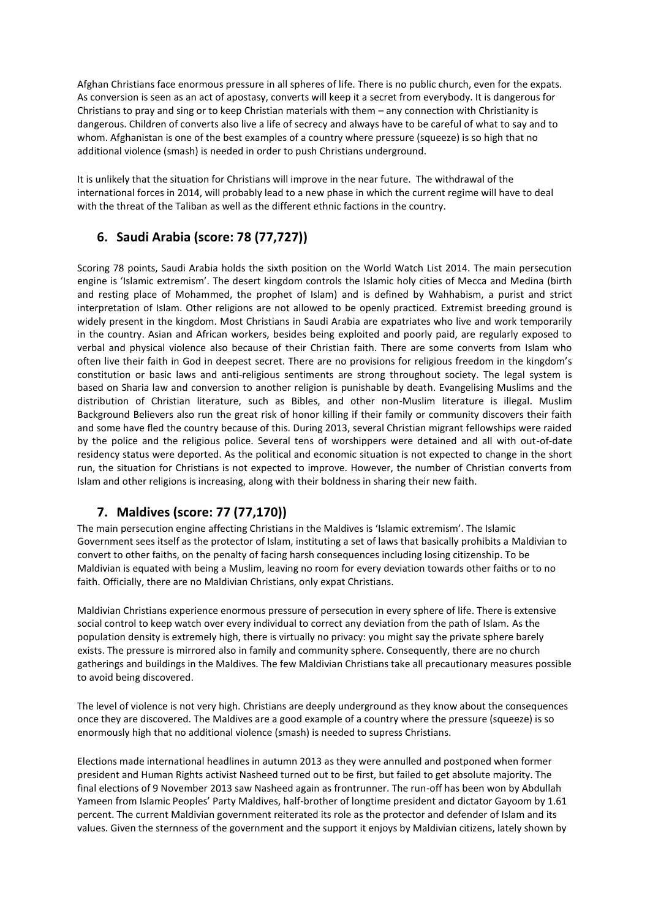Afghan Christians face enormous pressure in all spheres of life. There is no public church, even for the expats. As conversion is seen as an act of apostasy, converts will keep it a secret from everybody. It is dangerous for Christians to pray and sing or to keep Christian materials with them – any connection with Christianity is dangerous. Children of converts also live a life of secrecy and always have to be careful of what to say and to whom. Afghanistan is one of the best examples of a country where pressure (squeeze) is so high that no additional violence (smash) is needed in order to push Christians underground.

It is unlikely that the situation for Christians will improve in the near future. The withdrawal of the international forces in 2014, will probably lead to a new phase in which the current regime will have to deal with the threat of the Taliban as well as the different ethnic factions in the country.

## 6. Saudi Arabia (score: 78 (77,727))

Scoring 78 points, Saudi Arabia holds the sixth position on the World Watch List 2014. The main persecution engine is 'Islamic extremism'. The desert kingdom controls the Islamic holy cities of Mecca and Medina (birth and resting place of Mohammed, the prophet of Islam) and is defined by Wahhabism, a purist and strict interpretation of Islam. Other religions are not allowed to be openly practiced. Extremist breeding ground is widely present in the kingdom. Most Christians in Saudi Arabia are expatriates who live and work temporarily in the country. Asian and African workers, besides being exploited and poorly paid, are regularly exposed to verbal and physical violence also because of their Christian faith. There are some converts from Islam who often live their faith in God in deepest secret. There are no provisions for religious freedom in the kingdom's constitution or basic laws and anti-religious sentiments are strong throughout society. The legal system is based on Sharia law and conversion to another religion is punishable by death. Evangelising Muslims and the distribution of Christian literature, such as Bibles, and other non-Muslim literature is illegal. Muslim Background Believers also run the great risk of honor killing if their family or community discovers their faith and some have fled the country because of this. During 2013, several Christian migrant fellowships were raided by the police and the religious police. Several tens of worshippers were detained and all with out-of-date residency status were deported. As the political and economic situation is not expected to change in the short run, the situation for Christians is not expected to improve. However, the number of Christian converts from Islam and other religions is increasing, along with their boldness in sharing their new faith.

## 7. Maldives (score: 77 (77,170))

The main persecution engine affecting Christians in the Maldives is 'Islamic extremism'. The Islamic Government sees itself as the protector of Islam, instituting a set of laws that basically prohibits a Maldivian to convert to other faiths, on the penalty of facing harsh consequences including losing citizenship. To be Maldivian is equated with being a Muslim, leaving no room for every deviation towards other faiths or to no faith. Officially, there are no Maldivian Christians, only expat Christians.

Maldivian Christians experience enormous pressure of persecution in every sphere of life. There is extensive social control to keep watch over every individual to correct any deviation from the path of Islam. As the population density is extremely high, there is virtually no privacy: you might say the private sphere barely exists. The pressure is mirrored also in family and community sphere. Consequently, there are no church gatherings and buildings in the Maldives. The few Maldivian Christians take all precautionary measures possible to avoid being discovered.

The level of violence is not very high. Christians are deeply underground as they know about the consequences once they are discovered. The Maldives are a good example of a country where the pressure (squeeze) is so enormously high that no additional violence (smash) is needed to supress Christians.

Elections made international headlines in autumn 2013 as they were annulled and postponed when former president and Human Rights activist Nasheed turned out to be first, but failed to get absolute majority. The final elections of 9 November 2013 saw Nasheed again as frontrunner. The run-off has been won by Abdullah Yameen from Islamic Peoples' Party Maldives, half-brother of longtime president and dictator Gayoom by 1.61 percent. The current Maldivian government reiterated its role as the protector and defender of Islam and its values. Given the sternness of the government and the support it enjoys by Maldivian citizens, lately shown by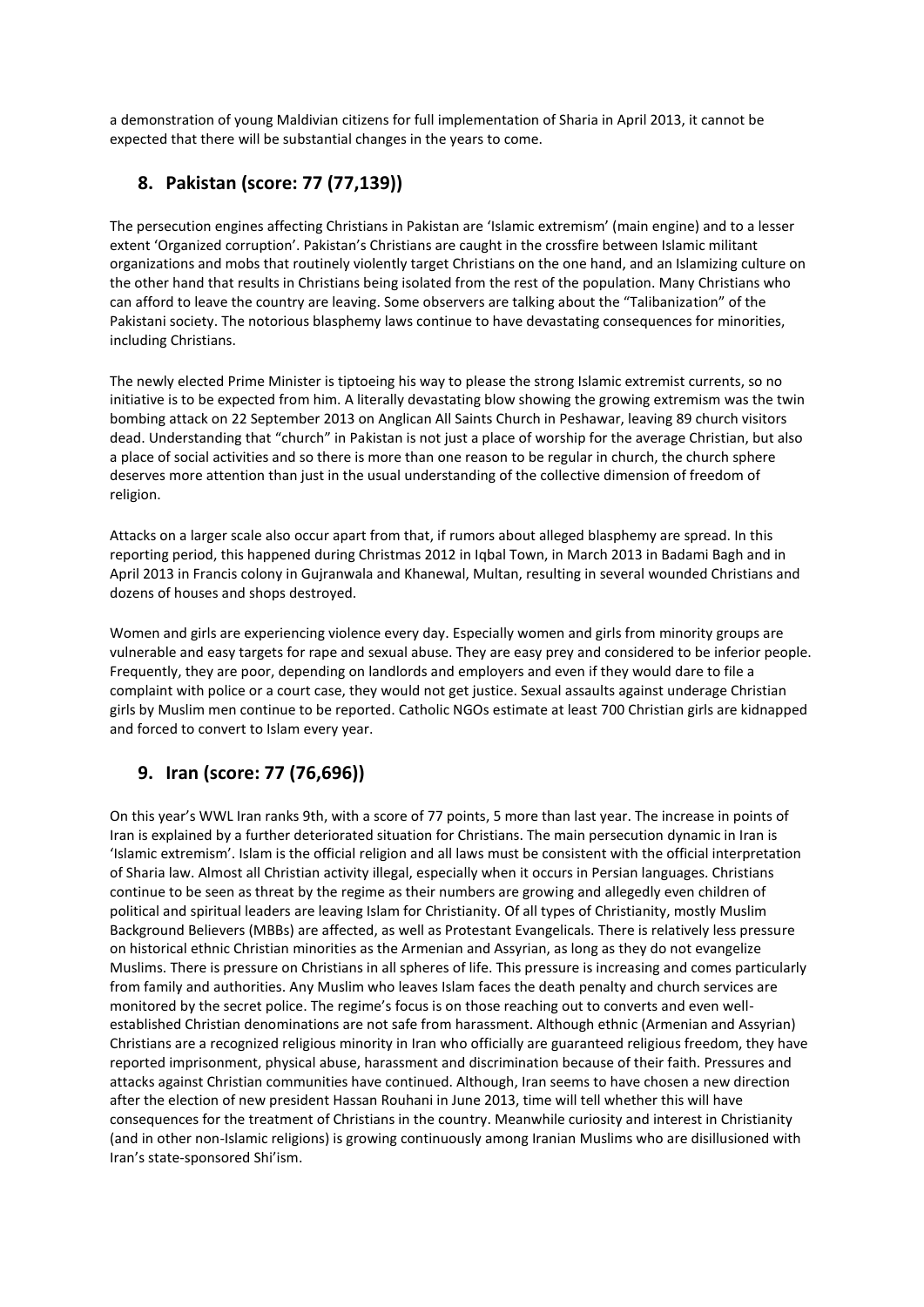a demonstration of young Maldivian citizens for full implementation of Sharia in April 2013, it cannot be expected that there will be substantial changes in the years to come.

## 8. Pakistan (score: 77 (77,139))

The persecution engines affecting Christians in Pakistan are 'Islamic extremism' (main engine) and to a lesser extent 'Organized corruption'. Pakistan's Christians are caught in the crossfire between Islamic militant organizations and mobs that routinely violently target Christians on the one hand, and an Islamizing culture on the other hand that results in Christians being isolated from the rest of the population. Many Christians who can afford to leave the country are leaving. Some observers are talking about the "Talibanization" of the Pakistani society. The notorious blasphemy laws continue to have devastating consequences for minorities, including Christians.

The newly elected Prime Minister is tiptoeing his way to please the strong Islamic extremist currents, so no initiative is to be expected from him. A literally devastating blow showing the growing extremism was the twin bombing attack on 22 September 2013 on Anglican All Saints Church in Peshawar, leaving 89 church visitors dead. Understanding that "church" in Pakistan is not just a place of worship for the average Christian, but also a place of social activities and so there is more than one reason to be regular in church, the church sphere deserves more attention than just in the usual understanding of the collective dimension of freedom of religion.

Attacks on a larger scale also occur apart from that, if rumors about alleged blasphemy are spread. In this reporting period, this happened during Christmas 2012 in Iqbal Town, in March 2013 in Badami Bagh and in April 2013 in Francis colony in Gujranwala and Khanewal, Multan, resulting in several wounded Christians and dozens of houses and shops destroyed.

Women and girls are experiencing violence every day. Especially women and girls from minority groups are vulnerable and easy targets for rape and sexual abuse. They are easy prey and considered to be inferior people. Frequently, they are poor, depending on landlords and employers and even if they would dare to file a complaint with police or a court case, they would not get justice. Sexual assaults against underage Christian girls by Muslim men continue to be reported. Catholic NGOs estimate at least 700 Christian girls are kidnapped and forced to convert to Islam every year.

## 9. Iran (score: 77 (76,696))

On this year's WWL Iran ranks 9th, with a score of 77 points, 5 more than last year. The increase in points of Iran is explained by a further deteriorated situation for Christians. The main persecution dynamic in Iran is 'Islamic extremism'. Islam is the official religion and all laws must be consistent with the official interpretation of Sharia law. Almost all Christian activity illegal, especially when it occurs in Persian languages. Christians continue to be seen as threat by the regime as their numbers are growing and allegedly even children of political and spiritual leaders are leaving Islam for Christianity. Of all types of Christianity, mostly Muslim Background Believers (MBBs) are affected, as well as Protestant Evangelicals. There is relatively less pressure on historical ethnic Christian minorities as the Armenian and Assyrian, as long as they do not evangelize Muslims. There is pressure on Christians in all spheres of life. This pressure is increasing and comes particularly from family and authorities. Any Muslim who leaves Islam faces the death penalty and church services are monitored by the secret police. The regime's focus is on those reaching out to converts and even well-established Christian denominations are not safe from harassment. Although ethnic (Armenian and Assyrian) Christians are a recognized religious minority in Iran who officially are guaranteed religious freedom, they have reported imprisonment, physical abuse, harassment and discrimination because of their faith. Pressures and attacks against Christian communities have continued. Although, Iran seems to have chosen a new direction after the election of new president Hassan Rouhani in June 2013, time will tell whether this will have consequences for the treatment of Christians in the country. Meanwhile curiosity and interest in Christianity (and in other non-Islamic religions) is growing continuously among Iranian Muslims who are disillusioned with Iran's state-sponsored Shi'ism.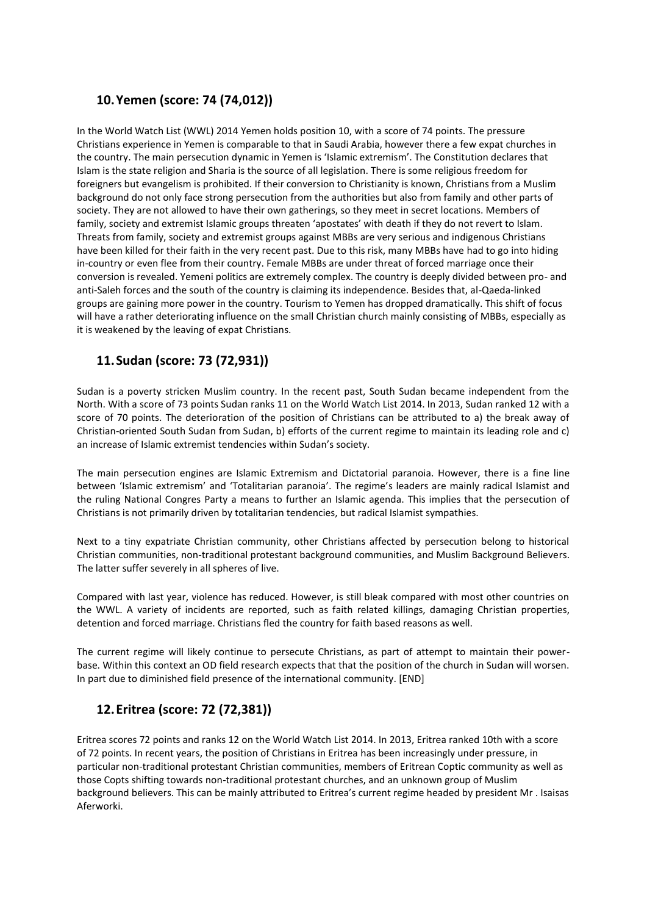## 10. Yemen (score: 74 (74,012))

In the World Watch List (WWL) 2014 Yemen holds position 10, with a score of 74 points. The pressure Christians experience in Yemen is comparable to that in Saudi Arabia, however there a few expat churches in the country. The main persecution dynamic in Yemen is 'Islamic extremism'. The Constitution declares that Islam is the state religion and Sharia is the source of all legislation. There is some religious freedom for foreigners but evangelism is prohibited. If their conversion to Christianity is known, Christians from a Muslim background do not only face strong persecution from the authorities but also from family and other parts of society. They are not allowed to have their own gatherings, so they meet in secret locations. Members of family, society and extremist Islamic groups threaten 'apostates' with death if they do not revert to Islam. Threats from family, society and extremist groups against MBBs are very serious and indigenous Christians have been killed for their faith in the very recent past. Due to this risk, many MBBs have had to go into hiding in-country or even flee from their country. Female MBBs are under threat of forced marriage once their conversion is revealed. Yemeni politics are extremely complex. The country is deeply divided between pro- and anti-Saleh forces and the south of the country is claiming its independence. Besides that, al-Qaeda-linked groups are gaining more power in the country. Tourism to Yemen has dropped dramatically. This shift of focus will have a rather deteriorating influence on the small Christian church mainly consisting of MBBs, especially as it is weakened by the leaving of expat Christians.

## 11. Sudan (score: 73 (72,931))

Sudan is a poverty stricken Muslim country. In the recent past, South Sudan became independent from the North. With a score of 73 points Sudan ranks 11 on the World Watch List 2014. In 2013, Sudan ranked 12 with a score of 70 points. The deterioration of the position of Christians can be attributed to a) the break away of Christian-oriented South Sudan from Sudan, b) efforts of the current regime to maintain its leading role and c) an increase of Islamic extremist tendencies within Sudan's society.

The main persecution engines are Islamic Extremism and Dictatorial paranoia. However, there is a fine line between 'Islamic extremism' and 'Totalitarian paranoia'. The regime's leaders are mainly radical Islamist and the ruling National Congres Party a means to further an Islamic agenda. This implies that the persecution of Christians is not primarily driven by totalitarian tendencies, but radical Islamist sympathies.

Next to a tiny expatriate Christian community, other Christians affected by persecution belong to historical Christian communities, non-traditional protestant background communities, and Muslim Background Believers. The latter suffer severely in all spheres of live.

Compared with last year, violence has reduced. However, is still bleak compared with most other countries on the WWL. A variety of incidents are reported, such as faith related killings, damaging Christian properties, detention and forced marriage. Christians fled the country for faith based reasons as well.

The current regime will likely continue to persecute Christians, as part of attempt to maintain their power-base. Within this context an OD field research expects that that the position of the church in Sudan will worsen. In part due to diminished field presence of the international community. [END]

## 12. Eritrea (score: 72 (72,381))

Eritrea scores 72 points and ranks 12 on the World Watch List 2014. In 2013, Eritrea ranked 10th with a score of 72 points. In recent years, the position of Christians in Eritrea has been increasingly under pressure, in particular non-traditional protestant Christian communities, members of Eritrean Coptic community as well as those Copts shifting towards non-traditional protestant churches, and an unknown group of Muslim background believers. This can be mainly attributed to Eritrea's current regime headed by president Mr . Isaisas Aferworki.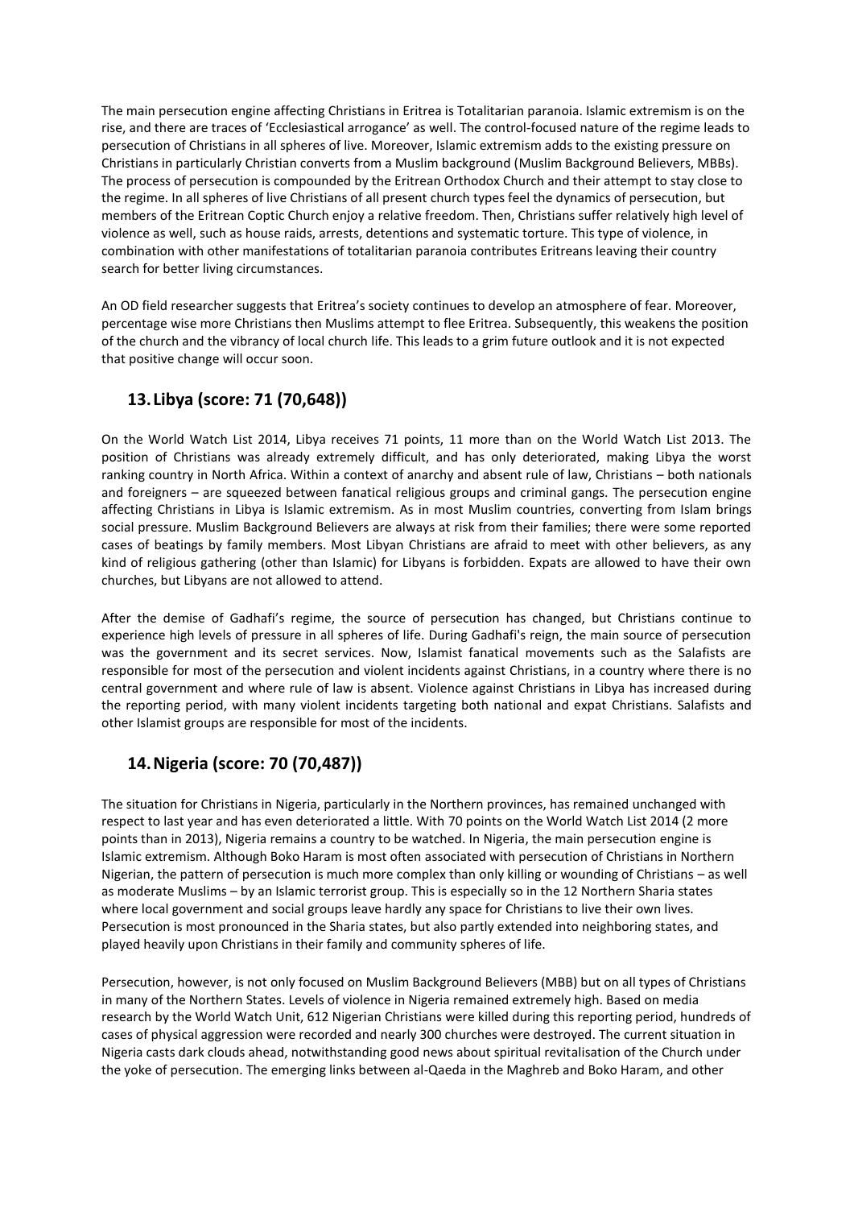The main persecution engine affecting Christians in Eritrea is Totalitarian paranoia. Islamic extremism is on the rise, and there are traces of 'Ecclesiastical arrogance' as well. The control-focused nature of the regime leads to persecution of Christians in all spheres of live. Moreover, Islamic extremism adds to the existing pressure on Christians in particularly Christian converts from a Muslim background (Muslim Background Believers, MBBs). The process of persecution is compounded by the Eritrean Orthodox Church and their attempt to stay close to the regime. In all spheres of live Christians of all present church types feel the dynamics of persecution, but members of the Eritrean Coptic Church enjoy a relative freedom. Then, Christians suffer relatively high level of violence as well, such as house raids, arrests, detentions and systematic torture. This type of violence, in combination with other manifestations of totalitarian paranoia contributes Eritreans leaving their country search for better living circumstances.

An OD field researcher suggests that Eritrea's society continues to develop an atmosphere of fear. Moreover, percentage wise more Christians then Muslims attempt to flee Eritrea. Subsequently, this weakens the position of the church and the vibrancy of local church life. This leads to a grim future outlook and it is not expected that positive change will occur soon.

## 13. Libya (score: 71 (70,648))

On the World Watch List 2014, Libya receives 71 points, 11 more than on the World Watch List 2013. The position of Christians was already extremely difficult, and has only deteriorated, making Libya the worst ranking country in North Africa. Within a context of anarchy and absent rule of law, Christians – both nationals and foreigners – are squeezed between fanatical religious groups and criminal gangs. The persecution engine affecting Christians in Libya is Islamic extremism. As in most Muslim countries, converting from Islam brings social pressure. Muslim Background Believers are always at risk from their families; there were some reported cases of beatings by family members. Most Libyan Christians are afraid to meet with other believers, as any kind of religious gathering (other than Islamic) for Libyans is forbidden. Expats are allowed to have their own churches, but Libyans are not allowed to attend.

After the demise of Gadhafi's regime, the source of persecution has changed, but Christians continue to experience high levels of pressure in all spheres of life. During Gadhafi's reign, the main source of persecution was the government and its secret services. Now, Islamist fanatical movements such as the Salafists are responsible for most of the persecution and violent incidents against Christians, in a country where there is no central government and where rule of law is absent. Violence against Christians in Libya has increased during the reporting period, with many violent incidents targeting both national and expat Christians. Salafists and other Islamist groups are responsible for most of the incidents.

## 14. Nigeria (score: 70 (70,487))

The situation for Christians in Nigeria, particularly in the Northern provinces, has remained unchanged with respect to last year and has even deteriorated a little. With 70 points on the World Watch List 2014 (2 more points than in 2013), Nigeria remains a country to be watched. In Nigeria, the main persecution engine is Islamic extremism. Although Boko Haram is most often associated with persecution of Christians in Northern Nigerian, the pattern of persecution is much more complex than only killing or wounding of Christians – as well as moderate Muslims – by an Islamic terrorist group. This is especially so in the 12 Northern Sharia states where local government and social groups leave hardly any space for Christians to live their own lives. Persecution is most pronounced in the Sharia states, but also partly extended into neighboring states, and played heavily upon Christians in their family and community spheres of life.

Persecution, however, is not only focused on Muslim Background Believers (MBB) but on all types of Christians in many of the Northern States. Levels of violence in Nigeria remained extremely high. Based on media research by the World Watch Unit, 612 Nigerian Christians were killed during this reporting period, hundreds of cases of physical aggression were recorded and nearly 300 churches were destroyed. The current situation in Nigeria casts dark clouds ahead, notwithstanding good news about spiritual revitalisation of the Church under the yoke of persecution. The emerging links between al-Qaeda in the Maghreb and Boko Haram, and other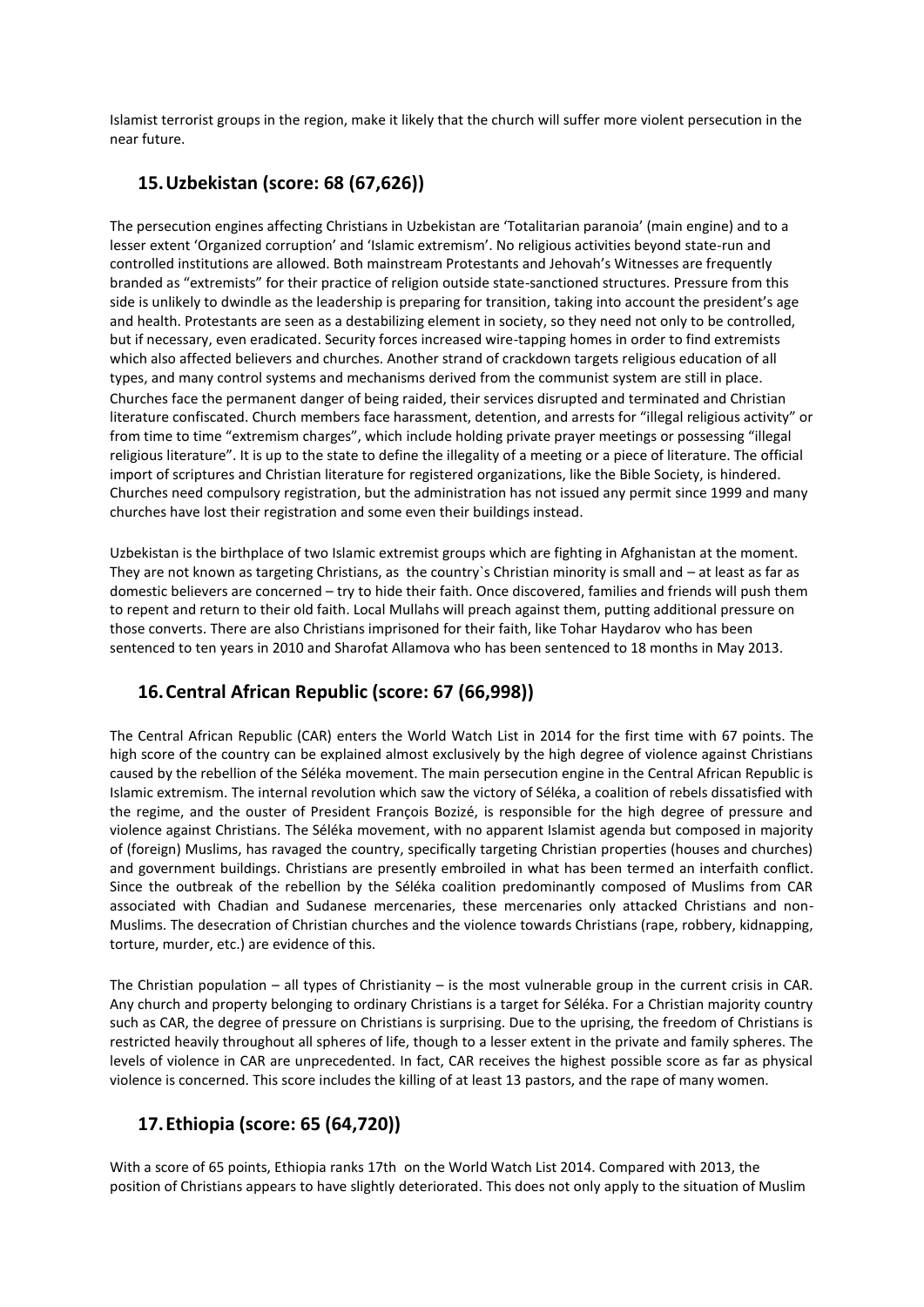Islamist terrorist groups in the region, make it likely that the church will suffer more violent persecution in the near future.

## 15. Uzbekistan (score: 68 (67,626))

The persecution engines affecting Christians in Uzbekistan are 'Totalitarian paranoia' (main engine) and to a lesser extent 'Organized corruption' and 'Islamic extremism'. No religious activities beyond state-run and controlled institutions are allowed. Both mainstream Protestants and Jehovah's Witnesses are frequently branded as "extremists" for their practice of religion outside state-sanctioned structures. Pressure from this side is unlikely to dwindle as the leadership is preparing for transition, taking into account the president's age and health. Protestants are seen as a destabilizing element in society, so they need not only to be controlled, but if necessary, even eradicated. Security forces increased wire-tapping homes in order to find extremists which also affected believers and churches. Another strand of crackdown targets religious education of all types, and many control systems and mechanisms derived from the communist system are still in place. Churches face the permanent danger of being raided, their services disrupted and terminated and Christian literature confiscated. Church members face harassment, detention, and arrests for "illegal religious activity" or from time to time "extremism charges", which include holding private prayer meetings or possessing "illegal religious literature". It is up to the state to define the illegality of a meeting or a piece of literature. The official import of scriptures and Christian literature for registered organizations, like the Bible Society, is hindered. Churches need compulsory registration, but the administration has not issued any permit since 1999 and many churches have lost their registration and some even their buildings instead.

Uzbekistan is the birthplace of two Islamic extremist groups which are fighting in Afghanistan at the moment. They are not known as targeting Christians, as the country`s Christian minority is small and – at least as far as domestic believers are concerned – try to hide their faith. Once discovered, families and friends will push them to repent and return to their old faith. Local Mullahs will preach against them, putting additional pressure on those converts. There are also Christians imprisoned for their faith, like Tohar Haydarov who has been sentenced to ten years in 2010 and Sharofat Allamova who has been sentenced to 18 months in May 2013.

## 16. Central African Republic (score: 67 (66,998))

The Central African Republic (CAR) enters the World Watch List in 2014 for the first time with 67 points. The high score of the country can be explained almost exclusively by the high degree of violence against Christians caused by the rebellion of the Séléka movement. The main persecution engine in the Central African Republic is Islamic extremism. The internal revolution which saw the victory of Séléka, a coalition of rebels dissatisfied with the regime, and the ouster of President François Bozizé, is responsible for the high degree of pressure and violence against Christians. The Séléka movement, with no apparent Islamist agenda but composed in majority of (foreign) Muslims, has ravaged the country, specifically targeting Christian properties (houses and churches) and government buildings. Christians are presently embroiled in what has been termed an interfaith conflict. Since the outbreak of the rebellion by the Séléka coalition predominantly composed of Muslims from CAR associated with Chadian and Sudanese mercenaries, these mercenaries only attacked Christians and non-Muslims. The desecration of Christian churches and the violence towards Christians (rape, robbery, kidnapping, torture, murder, etc.) are evidence of this.

The Christian population – all types of Christianity – is the most vulnerable group in the current crisis in CAR. Any church and property belonging to ordinary Christians is a target for Séléka. For a Christian majority country such as CAR, the degree of pressure on Christians is surprising. Due to the uprising, the freedom of Christians is restricted heavily throughout all spheres of life, though to a lesser extent in the private and family spheres. The levels of violence in CAR are unprecedented. In fact, CAR receives the highest possible score as far as physical violence is concerned. This score includes the killing of at least 13 pastors, and the rape of many women.

## 17. Ethiopia (score: 65 (64,720))

With a score of 65 points, Ethiopia ranks 17th on the World Watch List 2014. Compared with 2013, the position of Christians appears to have slightly deteriorated. This does not only apply to the situation of Muslim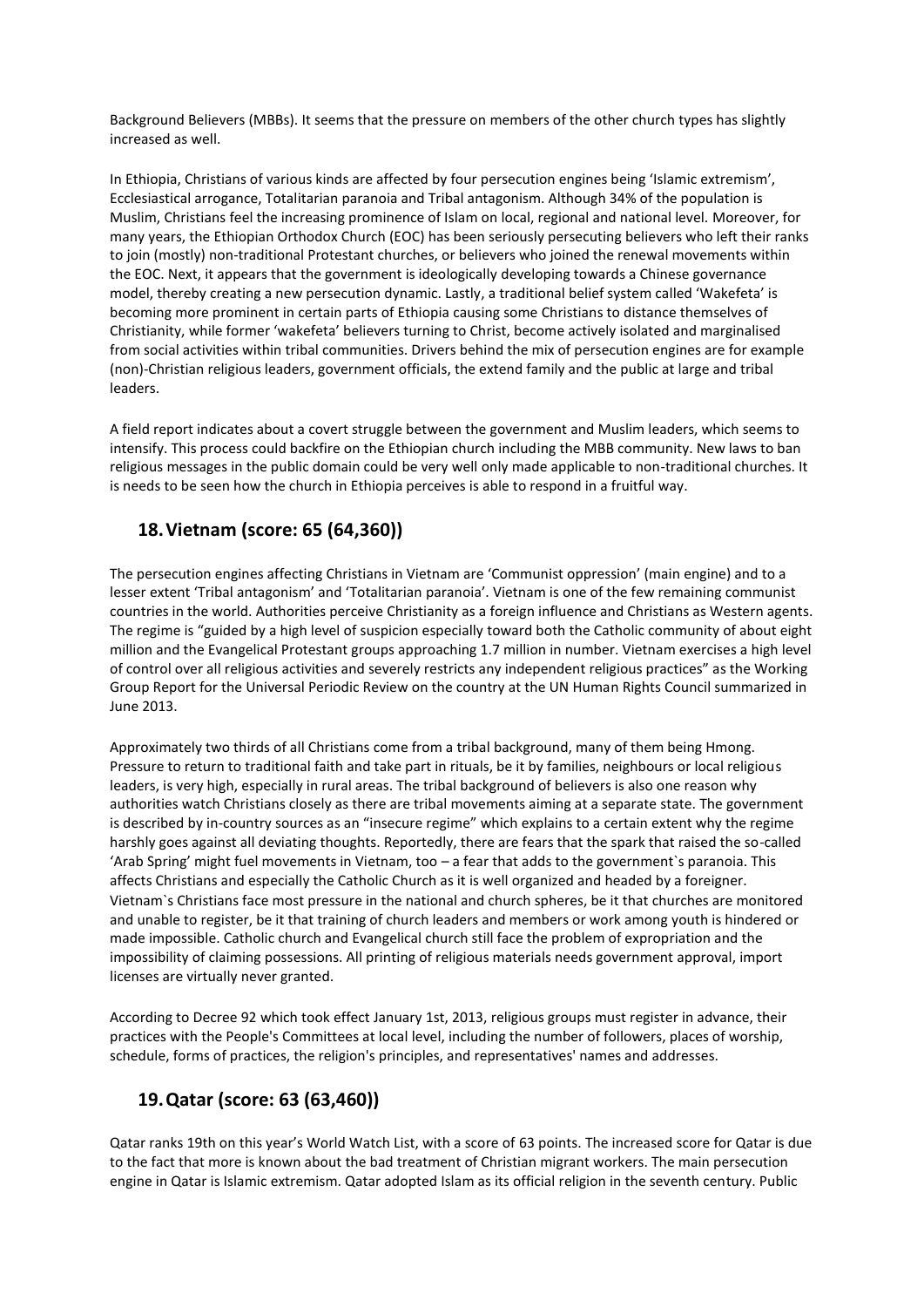Background Believers (MBBs). It seems that the pressure on members of the other church types has slightly increased as well.

In Ethiopia, Christians of various kinds are affected by four persecution engines being 'Islamic extremism', Ecclesiastical arrogance, Totalitarian paranoia and Tribal antagonism. Although 34% of the population is Muslim, Christians feel the increasing prominence of Islam on local, regional and national level. Moreover, for many years, the Ethiopian Orthodox Church (EOC) has been seriously persecuting believers who left their ranks to join (mostly) non-traditional Protestant churches, or believers who joined the renewal movements within the EOC. Next, it appears that the government is ideologically developing towards a Chinese governance model, thereby creating a new persecution dynamic. Lastly, a traditional belief system called 'Wakefeta' is becoming more prominent in certain parts of Ethiopia causing some Christians to distance themselves of Christianity, while former 'wakefeta' believers turning to Christ, become actively isolated and marginalised from social activities within tribal communities. Drivers behind the mix of persecution engines are for example (non)-Christian religious leaders, government officials, the extend family and the public at large and tribal leaders.

A field report indicates about a covert struggle between the government and Muslim leaders, which seems to intensify. This process could backfire on the Ethiopian church including the MBB community. New laws to ban religious messages in the public domain could be very well only made applicable to non-traditional churches. It is needs to be seen how the church in Ethiopia perceives is able to respond in a fruitful way.

## 18. Vietnam (score: 65 (64,360))

The persecution engines affecting Christians in Vietnam are 'Communist oppression' (main engine) and to a lesser extent 'Tribal antagonism' and 'Totalitarian paranoia'. Vietnam is one of the few remaining communist countries in the world. Authorities perceive Christianity as a foreign influence and Christians as Western agents. The regime is "guided by a high level of suspicion especially toward both the Catholic community of about eight million and the Evangelical Protestant groups approaching 1.7 million in number. Vietnam exercises a high level of control over all religious activities and severely restricts any independent religious practices" as the Working Group Report for the Universal Periodic Review on the country at the UN Human Rights Council summarized in June 2013.

Approximately two thirds of all Christians come from a tribal background, many of them being Hmong. Pressure to return to traditional faith and take part in rituals, be it by families, neighbours or local religious leaders, is very high, especially in rural areas. The tribal background of believers is also one reason why authorities watch Christians closely as there are tribal movements aiming at a separate state. The government is described by in-country sources as an "insecure regime" which explains to a certain extent why the regime harshly goes against all deviating thoughts. Reportedly, there are fears that the spark that raised the so-called 'Arab Spring' might fuel movements in Vietnam, too – a fear that adds to the government`s paranoia. This affects Christians and especially the Catholic Church as it is well organized and headed by a foreigner. Vietnam`s Christians face most pressure in the national and church spheres, be it that churches are monitored and unable to register, be it that training of church leaders and members or work among youth is hindered or made impossible. Catholic church and Evangelical church still face the problem of expropriation and the impossibility of claiming possessions. All printing of religious materials needs government approval, import licenses are virtually never granted.

According to Decree 92 which took effect January 1st, 2013, religious groups must register in advance, their practices with the People's Committees at local level, including the number of followers, places of worship, schedule, forms of practices, the religion's principles, and representatives' names and addresses.

## 19. Qatar (score: 63 (63,460))

Qatar ranks 19th on this year's World Watch List, with a score of 63 points. The increased score for Qatar is due to the fact that more is known about the bad treatment of Christian migrant workers. The main persecution engine in Qatar is Islamic extremism. Qatar adopted Islam as its official religion in the seventh century. Public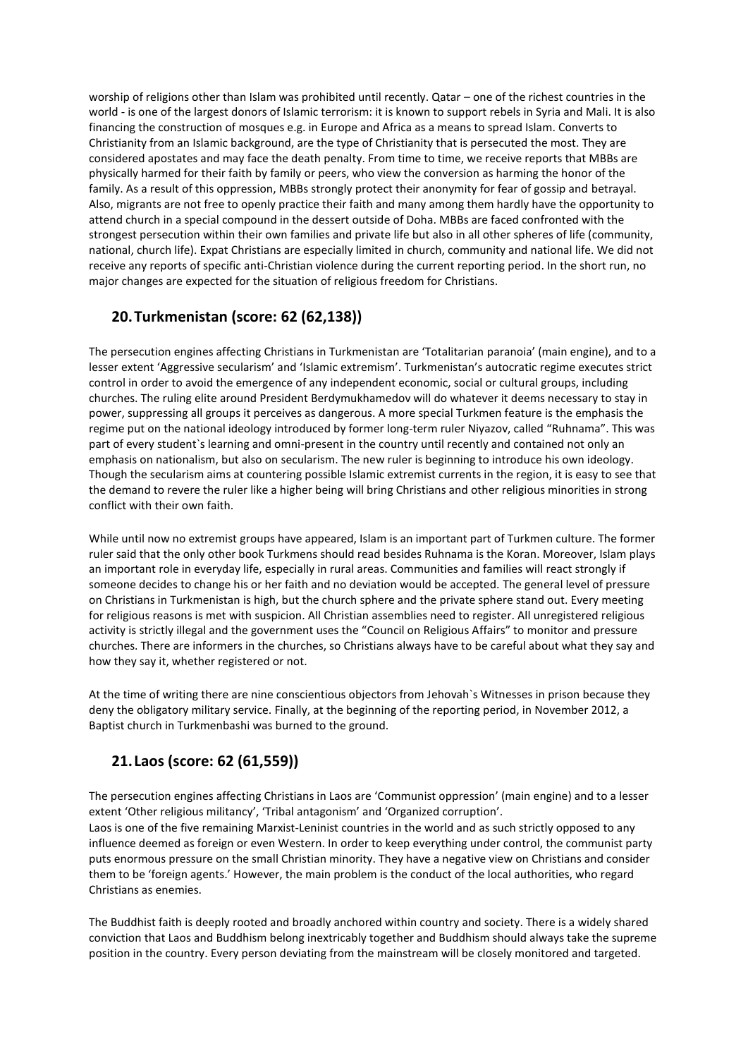worship of religions other than Islam was prohibited until recently. Qatar – one of the richest countries in the world - is one of the largest donors of Islamic terrorism: it is known to support rebels in Syria and Mali. It is also financing the construction of mosques e.g. in Europe and Africa as a means to spread Islam. Converts to Christianity from an Islamic background, are the type of Christianity that is persecuted the most. They are considered apostates and may face the death penalty. From time to time, we receive reports that MBBs are physically harmed for their faith by family or peers, who view the conversion as harming the honor of the family. As a result of this oppression, MBBs strongly protect their anonymity for fear of gossip and betrayal. Also, migrants are not free to openly practice their faith and many among them hardly have the opportunity to attend church in a special compound in the dessert outside of Doha. MBBs are faced confronted with the strongest persecution within their own families and private life but also in all other spheres of life (community, national, church life). Expat Christians are especially limited in church, community and national life. We did not receive any reports of specific anti-Christian violence during the current reporting period. In the short run, no major changes are expected for the situation of religious freedom for Christians.

## 20. Turkmenistan (score: 62 (62,138))

The persecution engines affecting Christians in Turkmenistan are 'Totalitarian paranoia' (main engine), and to a lesser extent 'Aggressive secularism' and 'Islamic extremism'. Turkmenistan's autocratic regime executes strict control in order to avoid the emergence of any independent economic, social or cultural groups, including churches. The ruling elite around President Berdymukhamedov will do whatever it deems necessary to stay in power, suppressing all groups it perceives as dangerous. A more special Turkmen feature is the emphasis the regime put on the national ideology introduced by former long-term ruler Niyazov, called "Ruhnama". This was part of every student`s learning and omni-present in the country until recently and contained not only an emphasis on nationalism, but also on secularism. The new ruler is beginning to introduce his own ideology. Though the secularism aims at countering possible Islamic extremist currents in the region, it is easy to see that the demand to revere the ruler like a higher being will bring Christians and other religious minorities in strong conflict with their own faith.

While until now no extremist groups have appeared, Islam is an important part of Turkmen culture. The former ruler said that the only other book Turkmens should read besides Ruhnama is the Koran. Moreover, Islam plays an important role in everyday life, especially in rural areas. Communities and families will react strongly if someone decides to change his or her faith and no deviation would be accepted. The general level of pressure on Christians in Turkmenistan is high, but the church sphere and the private sphere stand out. Every meeting for religious reasons is met with suspicion. All Christian assemblies need to register. All unregistered religious activity is strictly illegal and the government uses the "Council on Religious Affairs" to monitor and pressure churches. There are informers in the churches, so Christians always have to be careful about what they say and how they say it, whether registered or not.

At the time of writing there are nine conscientious objectors from Jehovah`s Witnesses in prison because they deny the obligatory military service. Finally, at the beginning of the reporting period, in November 2012, a Baptist church in Turkmenbashi was burned to the ground.

## 21. Laos (score: 62 (61,559))

The persecution engines affecting Christians in Laos are 'Communist oppression' (main engine) and to a lesser extent 'Other religious militancy', 'Tribal antagonism' and 'Organized corruption'.
Laos is one of the five remaining Marxist-Leninist countries in the world and as such strictly opposed to any influence deemed as foreign or even Western. In order to keep everything under control, the communist party puts enormous pressure on the small Christian minority. They have a negative view on Christians and consider them to be 'foreign agents.' However, the main problem is the conduct of the local authorities, who regard Christians as enemies.

The Buddhist faith is deeply rooted and broadly anchored within country and society. There is a widely shared conviction that Laos and Buddhism belong inextricably together and Buddhism should always take the supreme position in the country. Every person deviating from the mainstream will be closely monitored and targeted.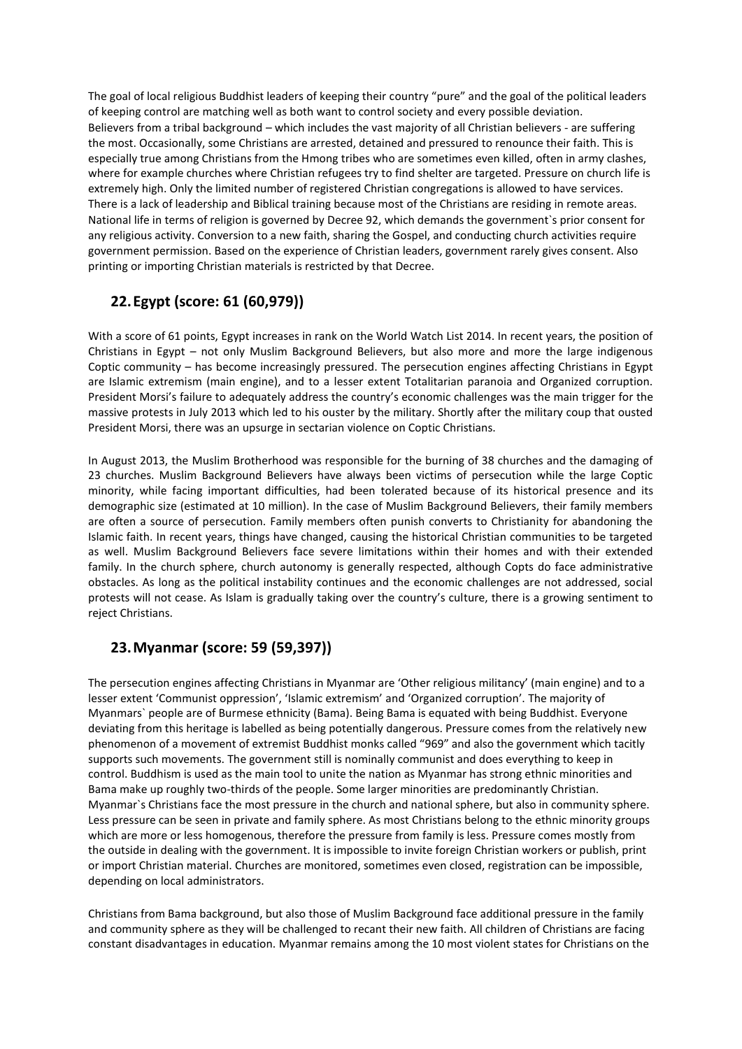The goal of local religious Buddhist leaders of keeping their country "pure" and the goal of the political leaders of keeping control are matching well as both want to control society and every possible deviation. Believers from a tribal background – which includes the vast majority of all Christian believers - are suffering the most. Occasionally, some Christians are arrested, detained and pressured to renounce their faith. This is especially true among Christians from the Hmong tribes who are sometimes even killed, often in army clashes, where for example churches where Christian refugees try to find shelter are targeted. Pressure on church life is extremely high. Only the limited number of registered Christian congregations is allowed to have services. There is a lack of leadership and Biblical training because most of the Christians are residing in remote areas. National life in terms of religion is governed by Decree 92, which demands the government`s prior consent for any religious activity. Conversion to a new faith, sharing the Gospel, and conducting church activities require government permission. Based on the experience of Christian leaders, government rarely gives consent. Also printing or importing Christian materials is restricted by that Decree.

## 22. Egypt (score: 61 (60,979))

With a score of 61 points, Egypt increases in rank on the World Watch List 2014. In recent years, the position of Christians in Egypt – not only Muslim Background Believers, but also more and more the large indigenous Coptic community – has become increasingly pressured. The persecution engines affecting Christians in Egypt are Islamic extremism (main engine), and to a lesser extent Totalitarian paranoia and Organized corruption. President Morsi's failure to adequately address the country's economic challenges was the main trigger for the massive protests in July 2013 which led to his ouster by the military. Shortly after the military coup that ousted President Morsi, there was an upsurge in sectarian violence on Coptic Christians.

In August 2013, the Muslim Brotherhood was responsible for the burning of 38 churches and the damaging of 23 churches. Muslim Background Believers have always been victims of persecution while the large Coptic minority, while facing important difficulties, had been tolerated because of its historical presence and its demographic size (estimated at 10 million). In the case of Muslim Background Believers, their family members are often a source of persecution. Family members often punish converts to Christianity for abandoning the Islamic faith. In recent years, things have changed, causing the historical Christian communities to be targeted as well. Muslim Background Believers face severe limitations within their homes and with their extended family. In the church sphere, church autonomy is generally respected, although Copts do face administrative obstacles. As long as the political instability continues and the economic challenges are not addressed, social protests will not cease. As Islam is gradually taking over the country's culture, there is a growing sentiment to reject Christians.

## 23. Myanmar (score: 59 (59,397))

The persecution engines affecting Christians in Myanmar are 'Other religious militancy' (main engine) and to a lesser extent 'Communist oppression', 'Islamic extremism' and 'Organized corruption'. The majority of Myanmars` people are of Burmese ethnicity (Bama). Being Bama is equated with being Buddhist. Everyone deviating from this heritage is labelled as being potentially dangerous. Pressure comes from the relatively new phenomenon of a movement of extremist Buddhist monks called "969" and also the government which tacitly supports such movements. The government still is nominally communist and does everything to keep in control. Buddhism is used as the main tool to unite the nation as Myanmar has strong ethnic minorities and Bama make up roughly two-thirds of the people. Some larger minorities are predominantly Christian. Myanmar`s Christians face the most pressure in the church and national sphere, but also in community sphere. Less pressure can be seen in private and family sphere. As most Christians belong to the ethnic minority groups which are more or less homogenous, therefore the pressure from family is less. Pressure comes mostly from the outside in dealing with the government. It is impossible to invite foreign Christian workers or publish, print or import Christian material. Churches are monitored, sometimes even closed, registration can be impossible, depending on local administrators.

Christians from Bama background, but also those of Muslim Background face additional pressure in the family and community sphere as they will be challenged to recant their new faith. All children of Christians are facing constant disadvantages in education. Myanmar remains among the 10 most violent states for Christians on the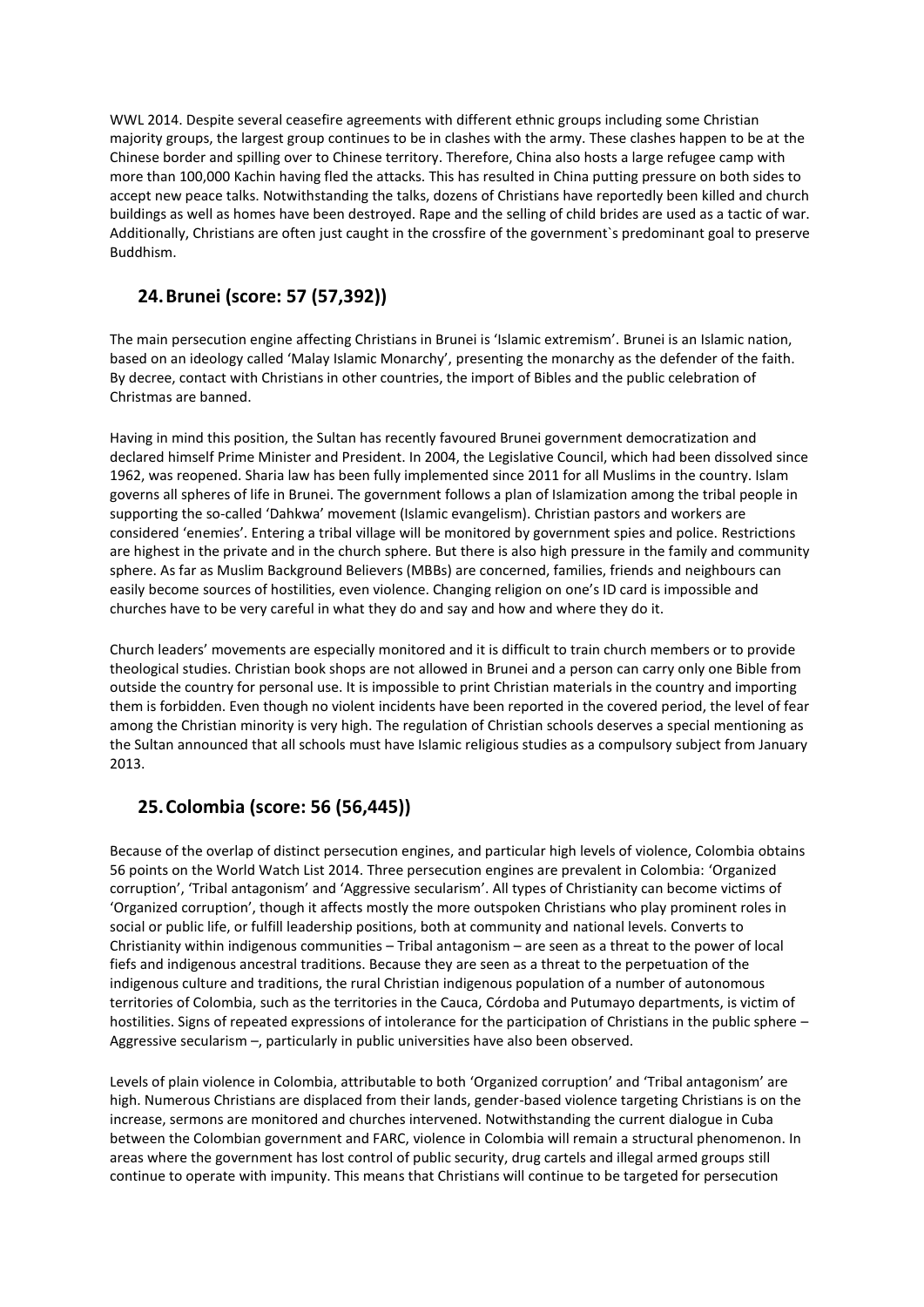WWL 2014. Despite several ceasefire agreements with different ethnic groups including some Christian majority groups, the largest group continues to be in clashes with the army. These clashes happen to be at the Chinese border and spilling over to Chinese territory. Therefore, China also hosts a large refugee camp with more than 100,000 Kachin having fled the attacks. This has resulted in China putting pressure on both sides to accept new peace talks. Notwithstanding the talks, dozens of Christians have reportedly been killed and church buildings as well as homes have been destroyed. Rape and the selling of child brides are used as a tactic of war. Additionally, Christians are often just caught in the crossfire of the government`s predominant goal to preserve Buddhism.

## 24. Brunei (score: 57 (57,392))

The main persecution engine affecting Christians in Brunei is 'Islamic extremism'. Brunei is an Islamic nation, based on an ideology called 'Malay Islamic Monarchy', presenting the monarchy as the defender of the faith. By decree, contact with Christians in other countries, the import of Bibles and the public celebration of Christmas are banned.

Having in mind this position, the Sultan has recently favoured Brunei government democratization and declared himself Prime Minister and President. In 2004, the Legislative Council, which had been dissolved since 1962, was reopened. Sharia law has been fully implemented since 2011 for all Muslims in the country. Islam governs all spheres of life in Brunei. The government follows a plan of Islamization among the tribal people in supporting the so-called 'Dahkwa' movement (Islamic evangelism). Christian pastors and workers are considered 'enemies'. Entering a tribal village will be monitored by government spies and police. Restrictions are highest in the private and in the church sphere. But there is also high pressure in the family and community sphere. As far as Muslim Background Believers (MBBs) are concerned, families, friends and neighbours can easily become sources of hostilities, even violence. Changing religion on one's ID card is impossible and churches have to be very careful in what they do and say and how and where they do it.

Church leaders' movements are especially monitored and it is difficult to train church members or to provide theological studies. Christian book shops are not allowed in Brunei and a person can carry only one Bible from outside the country for personal use. It is impossible to print Christian materials in the country and importing them is forbidden. Even though no violent incidents have been reported in the covered period, the level of fear among the Christian minority is very high. The regulation of Christian schools deserves a special mentioning as the Sultan announced that all schools must have Islamic religious studies as a compulsory subject from January 2013.

## 25. Colombia (score: 56 (56,445))

Because of the overlap of distinct persecution engines, and particular high levels of violence, Colombia obtains 56 points on the World Watch List 2014. Three persecution engines are prevalent in Colombia: 'Organized corruption', 'Tribal antagonism' and 'Aggressive secularism'. All types of Christianity can become victims of 'Organized corruption', though it affects mostly the more outspoken Christians who play prominent roles in social or public life, or fulfill leadership positions, both at community and national levels. Converts to Christianity within indigenous communities – Tribal antagonism – are seen as a threat to the power of local fiefs and indigenous ancestral traditions. Because they are seen as a threat to the perpetuation of the indigenous culture and traditions, the rural Christian indigenous population of a number of autonomous territories of Colombia, such as the territories in the Cauca, Córdoba and Putumayo departments, is victim of hostilities. Signs of repeated expressions of intolerance for the participation of Christians in the public sphere – Aggressive secularism –, particularly in public universities have also been observed.

Levels of plain violence in Colombia, attributable to both 'Organized corruption' and 'Tribal antagonism' are high. Numerous Christians are displaced from their lands, gender-based violence targeting Christians is on the increase, sermons are monitored and churches intervened. Notwithstanding the current dialogue in Cuba between the Colombian government and FARC, violence in Colombia will remain a structural phenomenon. In areas where the government has lost control of public security, drug cartels and illegal armed groups still continue to operate with impunity. This means that Christians will continue to be targeted for persecution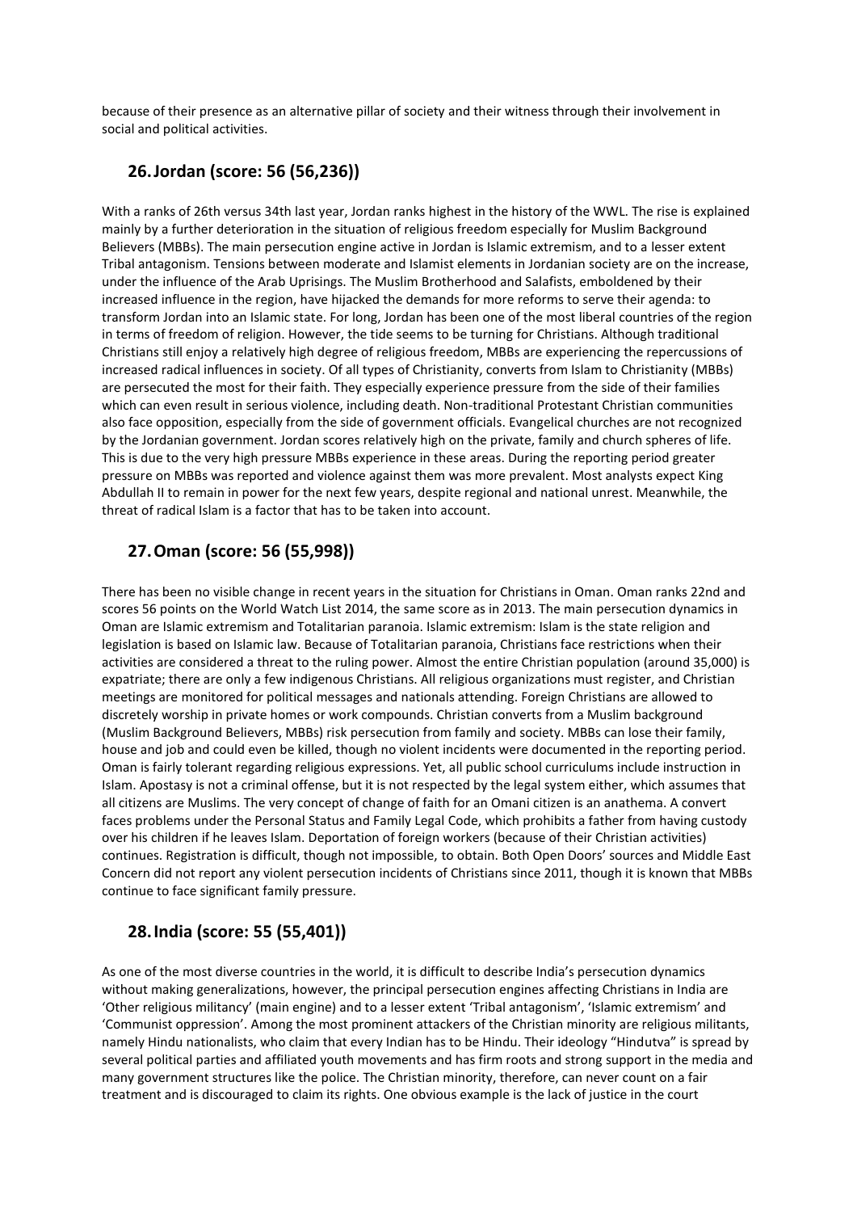because of their presence as an alternative pillar of society and their witness through their involvement in social and political activities.

## 26. Jordan (score: 56 (56,236))

With a ranks of 26th versus 34th last year, Jordan ranks highest in the history of the WWL. The rise is explained mainly by a further deterioration in the situation of religious freedom especially for Muslim Background Believers (MBBs). The main persecution engine active in Jordan is Islamic extremism, and to a lesser extent Tribal antagonism. Tensions between moderate and Islamist elements in Jordanian society are on the increase, under the influence of the Arab Uprisings. The Muslim Brotherhood and Salafists, emboldened by their increased influence in the region, have hijacked the demands for more reforms to serve their agenda: to transform Jordan into an Islamic state. For long, Jordan has been one of the most liberal countries of the region in terms of freedom of religion. However, the tide seems to be turning for Christians. Although traditional Christians still enjoy a relatively high degree of religious freedom, MBBs are experiencing the repercussions of increased radical influences in society. Of all types of Christianity, converts from Islam to Christianity (MBBs) are persecuted the most for their faith. They especially experience pressure from the side of their families which can even result in serious violence, including death. Non-traditional Protestant Christian communities also face opposition, especially from the side of government officials. Evangelical churches are not recognized by the Jordanian government. Jordan scores relatively high on the private, family and church spheres of life. This is due to the very high pressure MBBs experience in these areas. During the reporting period greater pressure on MBBs was reported and violence against them was more prevalent. Most analysts expect King Abdullah II to remain in power for the next few years, despite regional and national unrest. Meanwhile, the threat of radical Islam is a factor that has to be taken into account.

## 27. Oman (score: 56 (55,998))

There has been no visible change in recent years in the situation for Christians in Oman. Oman ranks 22nd and scores 56 points on the World Watch List 2014, the same score as in 2013. The main persecution dynamics in Oman are Islamic extremism and Totalitarian paranoia. Islamic extremism: Islam is the state religion and legislation is based on Islamic law. Because of Totalitarian paranoia, Christians face restrictions when their activities are considered a threat to the ruling power. Almost the entire Christian population (around 35,000) is expatriate; there are only a few indigenous Christians. All religious organizations must register, and Christian meetings are monitored for political messages and nationals attending. Foreign Christians are allowed to discretely worship in private homes or work compounds. Christian converts from a Muslim background (Muslim Background Believers, MBBs) risk persecution from family and society. MBBs can lose their family, house and job and could even be killed, though no violent incidents were documented in the reporting period. Oman is fairly tolerant regarding religious expressions. Yet, all public school curriculums include instruction in Islam. Apostasy is not a criminal offense, but it is not respected by the legal system either, which assumes that all citizens are Muslims. The very concept of change of faith for an Omani citizen is an anathema. A convert faces problems under the Personal Status and Family Legal Code, which prohibits a father from having custody over his children if he leaves Islam. Deportation of foreign workers (because of their Christian activities) continues. Registration is difficult, though not impossible, to obtain. Both Open Doors' sources and Middle East Concern did not report any violent persecution incidents of Christians since 2011, though it is known that MBBs continue to face significant family pressure.

## 28. India (score: 55 (55,401))

As one of the most diverse countries in the world, it is difficult to describe India's persecution dynamics without making generalizations, however, the principal persecution engines affecting Christians in India are 'Other religious militancy' (main engine) and to a lesser extent 'Tribal antagonism', 'Islamic extremism' and 'Communist oppression'. Among the most prominent attackers of the Christian minority are religious militants, namely Hindu nationalists, who claim that every Indian has to be Hindu. Their ideology "Hindutva" is spread by several political parties and affiliated youth movements and has firm roots and strong support in the media and many government structures like the police. The Christian minority, therefore, can never count on a fair treatment and is discouraged to claim its rights. One obvious example is the lack of justice in the court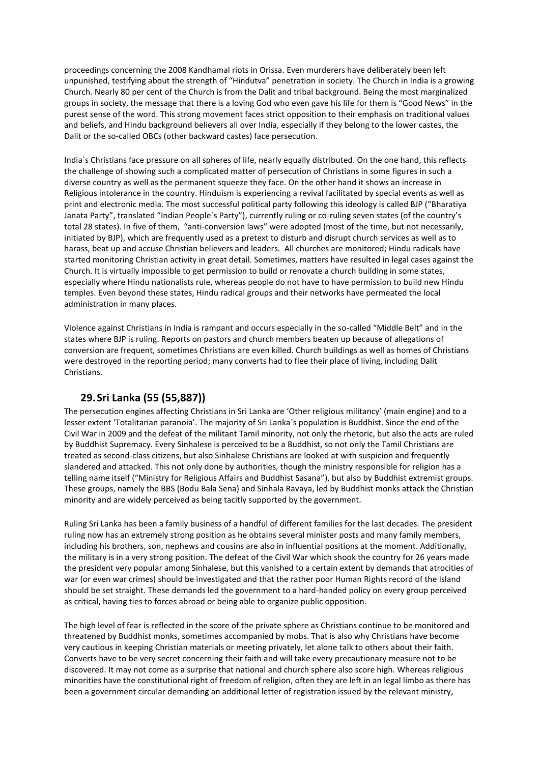proceedings concerning the 2008 Kandhamal riots in Orissa. Even murderers have deliberately been left unpunished, testifying about the strength of "Hindutva" penetration in society. The Church in India is a growing Church. Nearly 80 per cent of the Church is from the Dalit and tribal background. Being the most marginalized groups in society, the message that there is a loving God who even gave his life for them is "Good News" in the purest sense of the word. This strong movement faces strict opposition to their emphasis on traditional values and beliefs, and Hindu background believers all over India, especially if they belong to the lower castes, the Dalit or the so-called OBCs (other backward castes) face persecution.

India`s Christians face pressure on all spheres of life, nearly equally distributed. On the one hand, this reflects the challenge of showing such a complicated matter of persecution of Christians in some figures in such a diverse country as well as the permanent squeeze they face. On the other hand it shows an increase in Religious intolerance in the country. Hinduism is experiencing a revival facilitated by special events as well as print and electronic media. The most successful political party following this ideology is called BJP ("Bharatiya Janata Party", translated "Indian People`s Party"), currently ruling or co-ruling seven states (of the country's total 28 states). In five of them, "anti-conversion laws" were adopted (most of the time, but not necessarily, initiated by BJP), which are frequently used as a pretext to disturb and disrupt church services as well as to harass, beat up and accuse Christian believers and leaders. All churches are monitored; Hindu radicals have started monitoring Christian activity in great detail. Sometimes, matters have resulted in legal cases against the Church. It is virtually impossible to get permission to build or renovate a church building in some states, especially where Hindu nationalists rule, whereas people do not have to have permission to build new Hindu temples. Even beyond these states, Hindu radical groups and their networks have permeated the local administration in many places.

Violence against Christians in India is rampant and occurs especially in the so-called "Middle Belt" and in the states where BJP is ruling. Reports on pastors and church members beaten up because of allegations of conversion are frequent, sometimes Christians are even killed. Church buildings as well as homes of Christians were destroyed in the reporting period; many converts had to flee their place of living, including Dalit Christians.

## 29. Sri Lanka (55 (55,887))

The persecution engines affecting Christians in Sri Lanka are 'Other religious militancy' (main engine) and to a lesser extent 'Totalitarian paranoia'. The majority of Sri Lanka`s population is Buddhist. Since the end of the Civil War in 2009 and the defeat of the militant Tamil minority, not only the rhetoric, but also the acts are ruled by Buddhist Supremacy. Every Sinhalese is perceived to be a Buddhist, so not only the Tamil Christians are treated as second-class citizens, but also Sinhalese Christians are looked at with suspicion and frequently slandered and attacked. This not only done by authorities, though the ministry responsible for religion has a telling name itself ("Ministry for Religious Affairs and Buddhist Sasana"), but also by Buddhist extremist groups. These groups, namely the BBS (Bodu Bala Sena) and Sinhala Ravaya, led by Buddhist monks attack the Christian minority and are widely perceived as being tacitly supported by the government.

Ruling Sri Lanka has been a family business of a handful of different families for the last decades. The president ruling now has an extremely strong position as he obtains several minister posts and many family members, including his brothers, son, nephews and cousins are also in influential positions at the moment. Additionally, the military is in a very strong position. The defeat of the Civil War which shook the country for 26 years made the president very popular among Sinhalese, but this vanished to a certain extent by demands that atrocities of war (or even war crimes) should be investigated and that the rather poor Human Rights record of the Island should be set straight. These demands led the government to a hard-handed policy on every group perceived as critical, having ties to forces abroad or being able to organize public opposition.

The high level of fear is reflected in the score of the private sphere as Christians continue to be monitored and threatened by Buddhist monks, sometimes accompanied by mobs. That is also why Christians have become very cautious in keeping Christian materials or meeting privately, let alone talk to others about their faith. Converts have to be very secret concerning their faith and will take every precautionary measure not to be discovered. It may not come as a surprise that national and church sphere also score high. Whereas religious minorities have the constitutional right of freedom of religion, often they are left in an legal limbo as there has been a government circular demanding an additional letter of registration issued by the relevant ministry,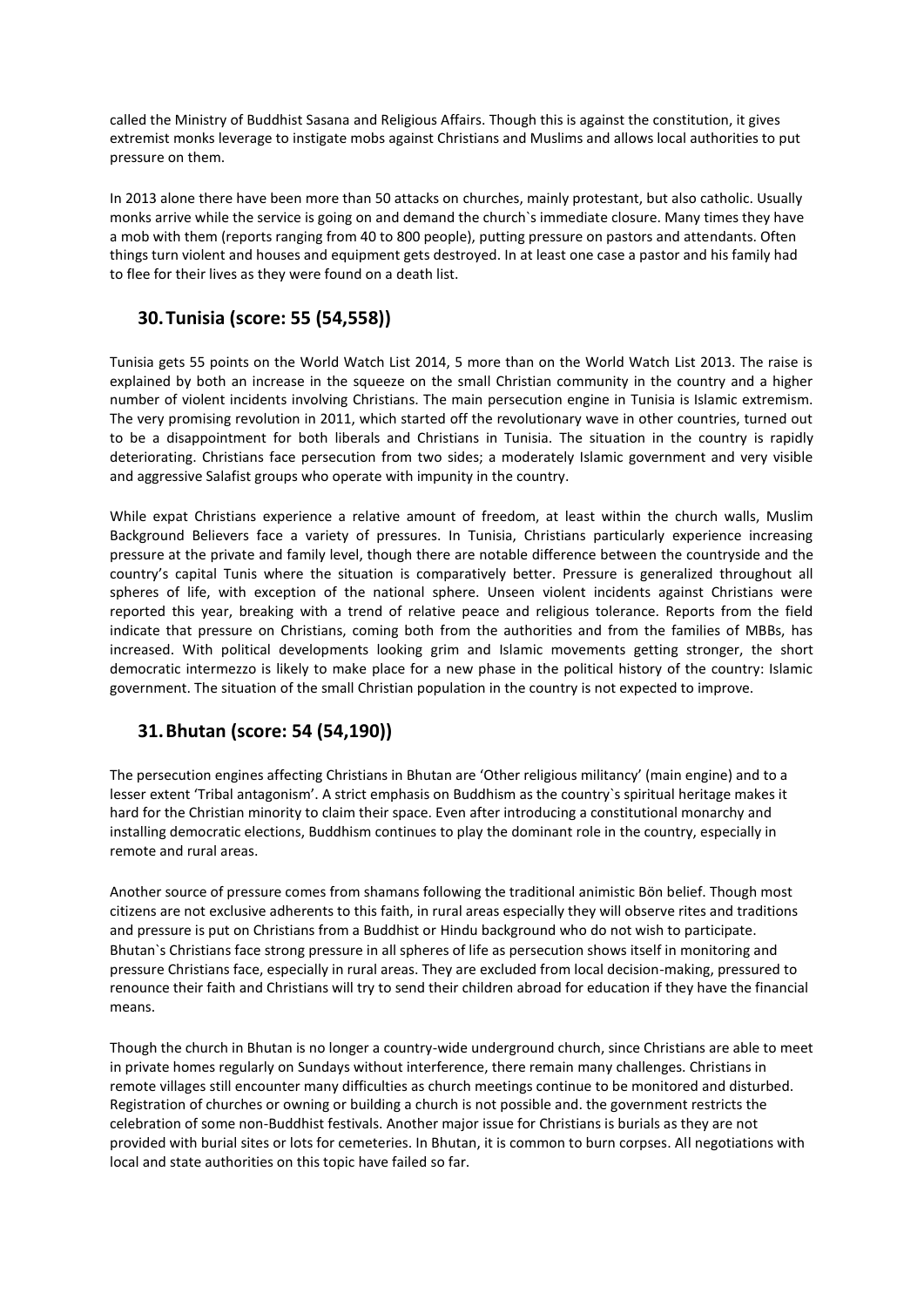called the Ministry of Buddhist Sasana and Religious Affairs. Though this is against the constitution, it gives extremist monks leverage to instigate mobs against Christians and Muslims and allows local authorities to put pressure on them.

In 2013 alone there have been more than 50 attacks on churches, mainly protestant, but also catholic. Usually monks arrive while the service is going on and demand the church`s immediate closure. Many times they have a mob with them (reports ranging from 40 to 800 people), putting pressure on pastors and attendants. Often things turn violent and houses and equipment gets destroyed. In at least one case a pastor and his family had to flee for their lives as they were found on a death list.

## 30. Tunisia (score: 55 (54,558))

Tunisia gets 55 points on the World Watch List 2014, 5 more than on the World Watch List 2013. The raise is explained by both an increase in the squeeze on the small Christian community in the country and a higher number of violent incidents involving Christians. The main persecution engine in Tunisia is Islamic extremism. The very promising revolution in 2011, which started off the revolutionary wave in other countries, turned out to be a disappointment for both liberals and Christians in Tunisia. The situation in the country is rapidly deteriorating. Christians face persecution from two sides; a moderately Islamic government and very visible and aggressive Salafist groups who operate with impunity in the country.

While expat Christians experience a relative amount of freedom, at least within the church walls, Muslim Background Believers face a variety of pressures. In Tunisia, Christians particularly experience increasing pressure at the private and family level, though there are notable difference between the countryside and the country's capital Tunis where the situation is comparatively better. Pressure is generalized throughout all spheres of life, with exception of the national sphere. Unseen violent incidents against Christians were reported this year, breaking with a trend of relative peace and religious tolerance. Reports from the field indicate that pressure on Christians, coming both from the authorities and from the families of MBBs, has increased. With political developments looking grim and Islamic movements getting stronger, the short democratic intermezzo is likely to make place for a new phase in the political history of the country: Islamic government. The situation of the small Christian population in the country is not expected to improve.

## 31. Bhutan (score: 54 (54,190))

The persecution engines affecting Christians in Bhutan are 'Other religious militancy' (main engine) and to a lesser extent 'Tribal antagonism'. A strict emphasis on Buddhism as the country`s spiritual heritage makes it hard for the Christian minority to claim their space. Even after introducing a constitutional monarchy and installing democratic elections, Buddhism continues to play the dominant role in the country, especially in remote and rural areas.

Another source of pressure comes from shamans following the traditional animistic Bön belief. Though most citizens are not exclusive adherents to this faith, in rural areas especially they will observe rites and traditions and pressure is put on Christians from a Buddhist or Hindu background who do not wish to participate. Bhutan`s Christians face strong pressure in all spheres of life as persecution shows itself in monitoring and pressure Christians face, especially in rural areas. They are excluded from local decision-making, pressured to renounce their faith and Christians will try to send their children abroad for education if they have the financial means.

Though the church in Bhutan is no longer a country-wide underground church, since Christians are able to meet in private homes regularly on Sundays without interference, there remain many challenges. Christians in remote villages still encounter many difficulties as church meetings continue to be monitored and disturbed. Registration of churches or owning or building a church is not possible and. the government restricts the celebration of some non-Buddhist festivals. Another major issue for Christians is burials as they are not provided with burial sites or lots for cemeteries. In Bhutan, it is common to burn corpses. All negotiations with local and state authorities on this topic have failed so far.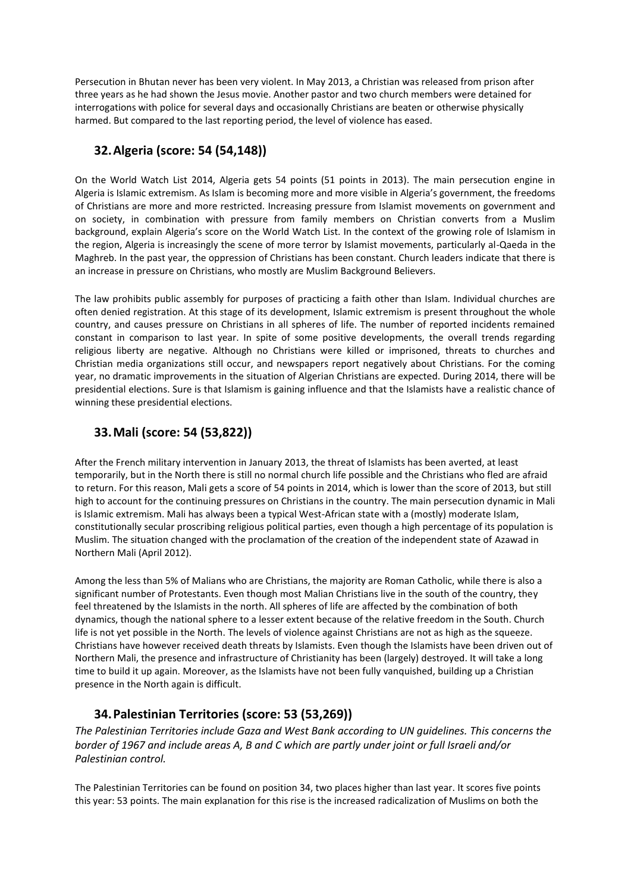Persecution in Bhutan never has been very violent. In May 2013, a Christian was released from prison after three years as he had shown the Jesus movie. Another pastor and two church members were detained for interrogations with police for several days and occasionally Christians are beaten or otherwise physically harmed. But compared to the last reporting period, the level of violence has eased.

## 32. Algeria (score: 54 (54,148))

On the World Watch List 2014, Algeria gets 54 points (51 points in 2013). The main persecution engine in Algeria is Islamic extremism. As Islam is becoming more and more visible in Algeria's government, the freedoms of Christians are more and more restricted. Increasing pressure from Islamist movements on government and on society, in combination with pressure from family members on Christian converts from a Muslim background, explain Algeria's score on the World Watch List. In the context of the growing role of Islamism in the region, Algeria is increasingly the scene of more terror by Islamist movements, particularly al-Qaeda in the Maghreb. In the past year, the oppression of Christians has been constant. Church leaders indicate that there is an increase in pressure on Christians, who mostly are Muslim Background Believers.

The law prohibits public assembly for purposes of practicing a faith other than Islam. Individual churches are often denied registration. At this stage of its development, Islamic extremism is present throughout the whole country, and causes pressure on Christians in all spheres of life. The number of reported incidents remained constant in comparison to last year. In spite of some positive developments, the overall trends regarding religious liberty are negative. Although no Christians were killed or imprisoned, threats to churches and Christian media organizations still occur, and newspapers report negatively about Christians. For the coming year, no dramatic improvements in the situation of Algerian Christians are expected. During 2014, there will be presidential elections. Sure is that Islamism is gaining influence and that the Islamists have a realistic chance of winning these presidential elections.

## 33. Mali (score: 54 (53,822))

After the French military intervention in January 2013, the threat of Islamists has been averted, at least temporarily, but in the North there is still no normal church life possible and the Christians who fled are afraid to return. For this reason, Mali gets a score of 54 points in 2014, which is lower than the score of 2013, but still high to account for the continuing pressures on Christians in the country. The main persecution dynamic in Mali is Islamic extremism. Mali has always been a typical West-African state with a (mostly) moderate Islam, constitutionally secular proscribing religious political parties, even though a high percentage of its population is Muslim. The situation changed with the proclamation of the creation of the independent state of Azawad in Northern Mali (April 2012).

Among the less than 5% of Malians who are Christians, the majority are Roman Catholic, while there is also a significant number of Protestants. Even though most Malian Christians live in the south of the country, they feel threatened by the Islamists in the north. All spheres of life are affected by the combination of both dynamics, though the national sphere to a lesser extent because of the relative freedom in the South. Church life is not yet possible in the North. The levels of violence against Christians are not as high as the squeeze. Christians have however received death threats by Islamists. Even though the Islamists have been driven out of Northern Mali, the presence and infrastructure of Christianity has been (largely) destroyed. It will take a long time to build it up again. Moreover, as the Islamists have not been fully vanquished, building up a Christian presence in the North again is difficult.

## 34. Palestinian Territories (score: 53 (53,269))

*The Palestinian Territories include Gaza and West Bank according to UN guidelines. This concerns the border of 1967 and include areas A, B and C which are partly under joint or full Israeli and/or Palestinian control.*

The Palestinian Territories can be found on position 34, two places higher than last year. It scores five points this year: 53 points. The main explanation for this rise is the increased radicalization of Muslims on both the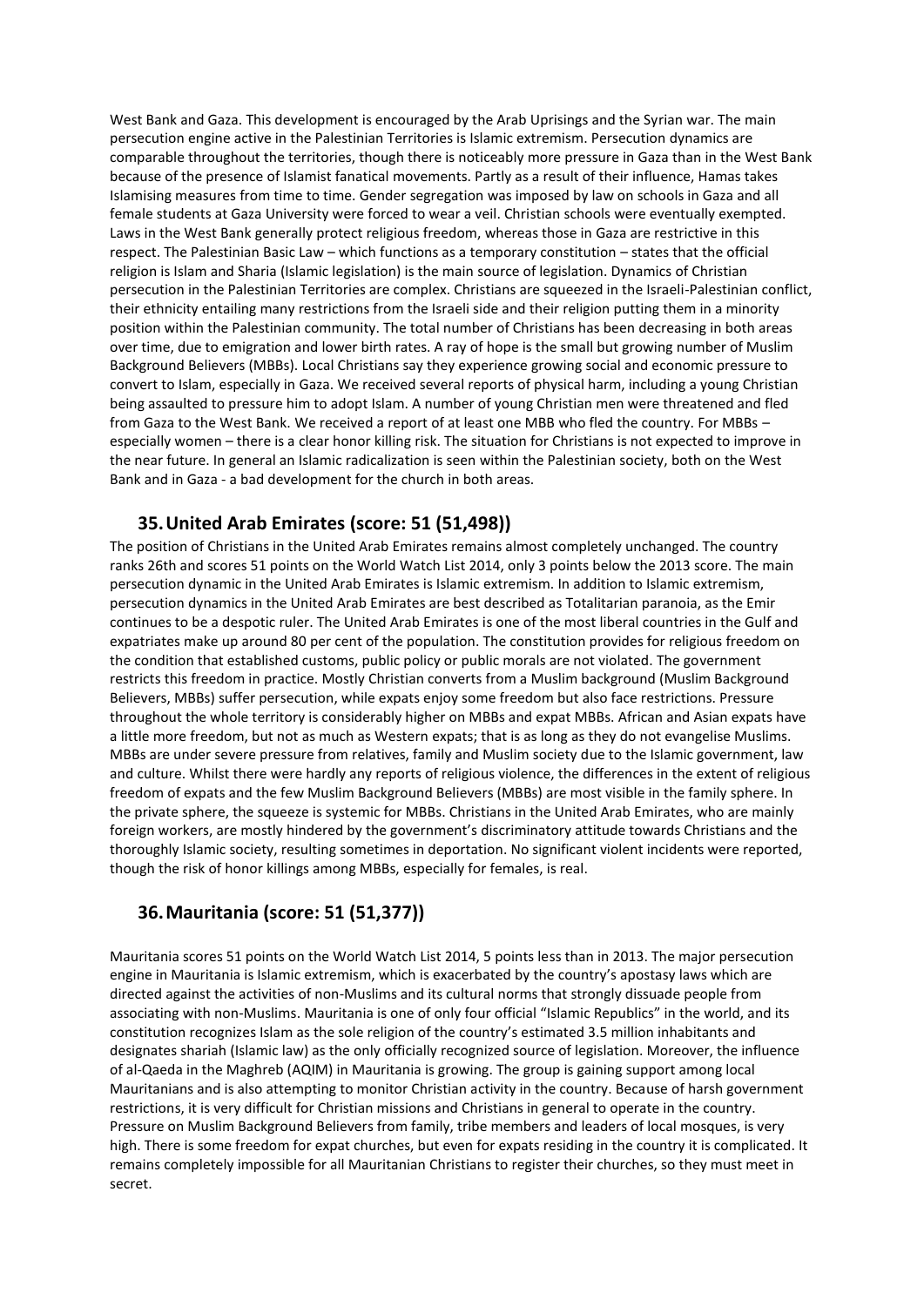West Bank and Gaza. This development is encouraged by the Arab Uprisings and the Syrian war. The main persecution engine active in the Palestinian Territories is Islamic extremism. Persecution dynamics are comparable throughout the territories, though there is noticeably more pressure in Gaza than in the West Bank because of the presence of Islamist fanatical movements. Partly as a result of their influence, Hamas takes Islamising measures from time to time. Gender segregation was imposed by law on schools in Gaza and all female students at Gaza University were forced to wear a veil. Christian schools were eventually exempted. Laws in the West Bank generally protect religious freedom, whereas those in Gaza are restrictive in this respect. The Palestinian Basic Law – which functions as a temporary constitution – states that the official religion is Islam and Sharia (Islamic legislation) is the main source of legislation. Dynamics of Christian persecution in the Palestinian Territories are complex. Christians are squeezed in the Israeli-Palestinian conflict, their ethnicity entailing many restrictions from the Israeli side and their religion putting them in a minority position within the Palestinian community. The total number of Christians has been decreasing in both areas over time, due to emigration and lower birth rates. A ray of hope is the small but growing number of Muslim Background Believers (MBBs). Local Christians say they experience growing social and economic pressure to convert to Islam, especially in Gaza. We received several reports of physical harm, including a young Christian being assaulted to pressure him to adopt Islam. A number of young Christian men were threatened and fled from Gaza to the West Bank. We received a report of at least one MBB who fled the country. For MBBs – especially women – there is a clear honor killing risk. The situation for Christians is not expected to improve in the near future. In general an Islamic radicalization is seen within the Palestinian society, both on the West Bank and in Gaza - a bad development for the church in both areas.

## 35. United Arab Emirates (score: 51 (51,498))

The position of Christians in the United Arab Emirates remains almost completely unchanged. The country ranks 26th and scores 51 points on the World Watch List 2014, only 3 points below the 2013 score. The main persecution dynamic in the United Arab Emirates is Islamic extremism. In addition to Islamic extremism, persecution dynamics in the United Arab Emirates are best described as Totalitarian paranoia, as the Emir continues to be a despotic ruler. The United Arab Emirates is one of the most liberal countries in the Gulf and expatriates make up around 80 per cent of the population. The constitution provides for religious freedom on the condition that established customs, public policy or public morals are not violated. The government restricts this freedom in practice. Mostly Christian converts from a Muslim background (Muslim Background Believers, MBBs) suffer persecution, while expats enjoy some freedom but also face restrictions. Pressure throughout the whole territory is considerably higher on MBBs and expat MBBs. African and Asian expats have a little more freedom, but not as much as Western expats; that is as long as they do not evangelise Muslims. MBBs are under severe pressure from relatives, family and Muslim society due to the Islamic government, law and culture. Whilst there were hardly any reports of religious violence, the differences in the extent of religious freedom of expats and the few Muslim Background Believers (MBBs) are most visible in the family sphere. In the private sphere, the squeeze is systemic for MBBs. Christians in the United Arab Emirates, who are mainly foreign workers, are mostly hindered by the government's discriminatory attitude towards Christians and the thoroughly Islamic society, resulting sometimes in deportation. No significant violent incidents were reported, though the risk of honor killings among MBBs, especially for females, is real.

## 36. Mauritania (score: 51 (51,377))

Mauritania scores 51 points on the World Watch List 2014, 5 points less than in 2013. The major persecution engine in Mauritania is Islamic extremism, which is exacerbated by the country's apostasy laws which are directed against the activities of non-Muslims and its cultural norms that strongly dissuade people from associating with non-Muslims. Mauritania is one of only four official "Islamic Republics" in the world, and its constitution recognizes Islam as the sole religion of the country's estimated 3.5 million inhabitants and designates shariah (Islamic law) as the only officially recognized source of legislation. Moreover, the influence of al-Qaeda in the Maghreb (AQIM) in Mauritania is growing. The group is gaining support among local Mauritanians and is also attempting to monitor Christian activity in the country. Because of harsh government restrictions, it is very difficult for Christian missions and Christians in general to operate in the country. Pressure on Muslim Background Believers from family, tribe members and leaders of local mosques, is very high. There is some freedom for expat churches, but even for expats residing in the country it is complicated. It remains completely impossible for all Mauritanian Christians to register their churches, so they must meet in secret.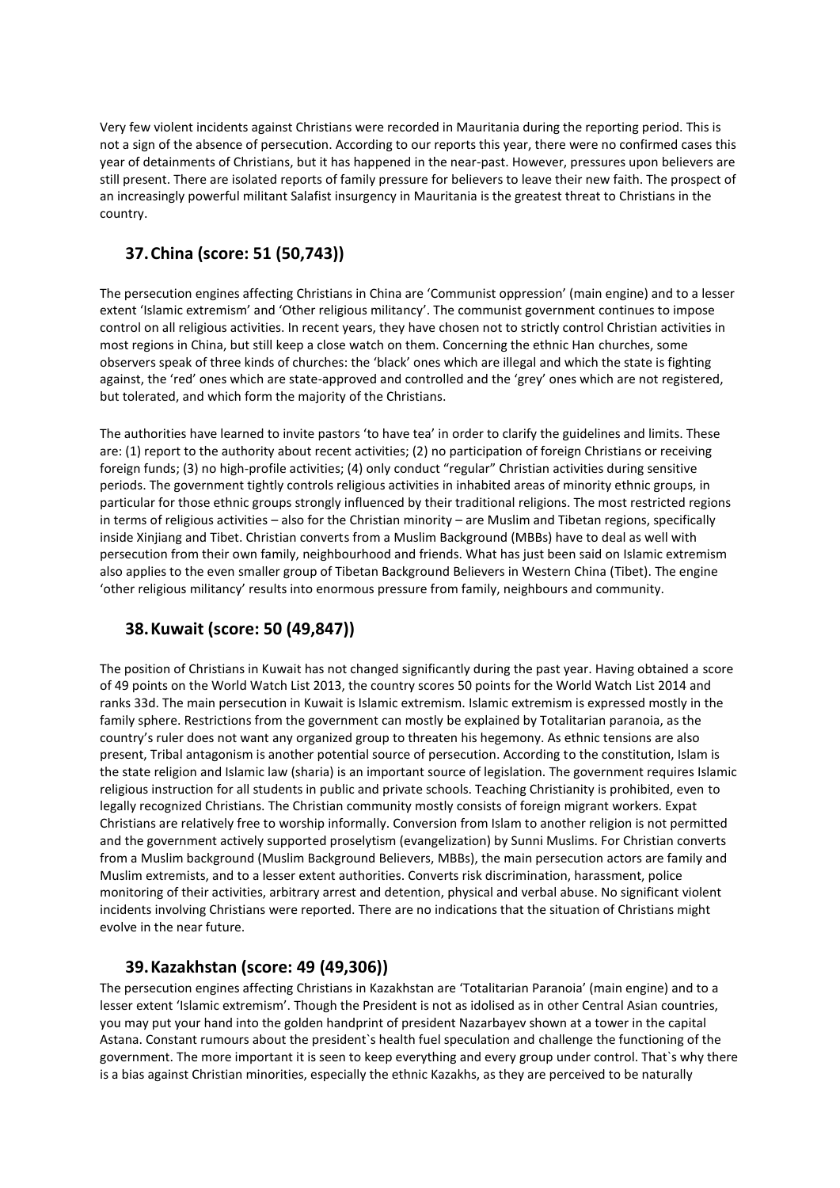Very few violent incidents against Christians were recorded in Mauritania during the reporting period. This is not a sign of the absence of persecution. According to our reports this year, there were no confirmed cases this year of detainments of Christians, but it has happened in the near-past. However, pressures upon believers are still present. There are isolated reports of family pressure for believers to leave their new faith. The prospect of an increasingly powerful militant Salafist insurgency in Mauritania is the greatest threat to Christians in the country.

## 37. China (score: 51 (50,743))

The persecution engines affecting Christians in China are 'Communist oppression' (main engine) and to a lesser extent 'Islamic extremism' and 'Other religious militancy'. The communist government continues to impose control on all religious activities. In recent years, they have chosen not to strictly control Christian activities in most regions in China, but still keep a close watch on them. Concerning the ethnic Han churches, some observers speak of three kinds of churches: the 'black' ones which are illegal and which the state is fighting against, the 'red' ones which are state-approved and controlled and the 'grey' ones which are not registered, but tolerated, and which form the majority of the Christians.

The authorities have learned to invite pastors 'to have tea' in order to clarify the guidelines and limits. These are: (1) report to the authority about recent activities; (2) no participation of foreign Christians or receiving foreign funds; (3) no high-profile activities; (4) only conduct "regular" Christian activities during sensitive periods. The government tightly controls religious activities in inhabited areas of minority ethnic groups, in particular for those ethnic groups strongly influenced by their traditional religions. The most restricted regions in terms of religious activities – also for the Christian minority – are Muslim and Tibetan regions, specifically inside Xinjiang and Tibet. Christian converts from a Muslim Background (MBBs) have to deal as well with persecution from their own family, neighbourhood and friends. What has just been said on Islamic extremism also applies to the even smaller group of Tibetan Background Believers in Western China (Tibet). The engine 'other religious militancy' results into enormous pressure from family, neighbours and community.

## 38. Kuwait (score: 50 (49,847))

The position of Christians in Kuwait has not changed significantly during the past year. Having obtained a score of 49 points on the World Watch List 2013, the country scores 50 points for the World Watch List 2014 and ranks 33d. The main persecution in Kuwait is Islamic extremism. Islamic extremism is expressed mostly in the family sphere. Restrictions from the government can mostly be explained by Totalitarian paranoia, as the country's ruler does not want any organized group to threaten his hegemony. As ethnic tensions are also present, Tribal antagonism is another potential source of persecution. According to the constitution, Islam is the state religion and Islamic law (sharia) is an important source of legislation. The government requires Islamic religious instruction for all students in public and private schools. Teaching Christianity is prohibited, even to legally recognized Christians. The Christian community mostly consists of foreign migrant workers. Expat Christians are relatively free to worship informally. Conversion from Islam to another religion is not permitted and the government actively supported proselytism (evangelization) by Sunni Muslims. For Christian converts from a Muslim background (Muslim Background Believers, MBBs), the main persecution actors are family and Muslim extremists, and to a lesser extent authorities. Converts risk discrimination, harassment, police monitoring of their activities, arbitrary arrest and detention, physical and verbal abuse. No significant violent incidents involving Christians were reported. There are no indications that the situation of Christians might evolve in the near future.

## 39. Kazakhstan (score: 49 (49,306))

The persecution engines affecting Christians in Kazakhstan are 'Totalitarian Paranoia' (main engine) and to a lesser extent 'Islamic extremism'. Though the President is not as idolised as in other Central Asian countries, you may put your hand into the golden handprint of president Nazarbayev shown at a tower in the capital Astana. Constant rumours about the president`s health fuel speculation and challenge the functioning of the government. The more important it is seen to keep everything and every group under control. That`s why there is a bias against Christian minorities, especially the ethnic Kazakhs, as they are perceived to be naturally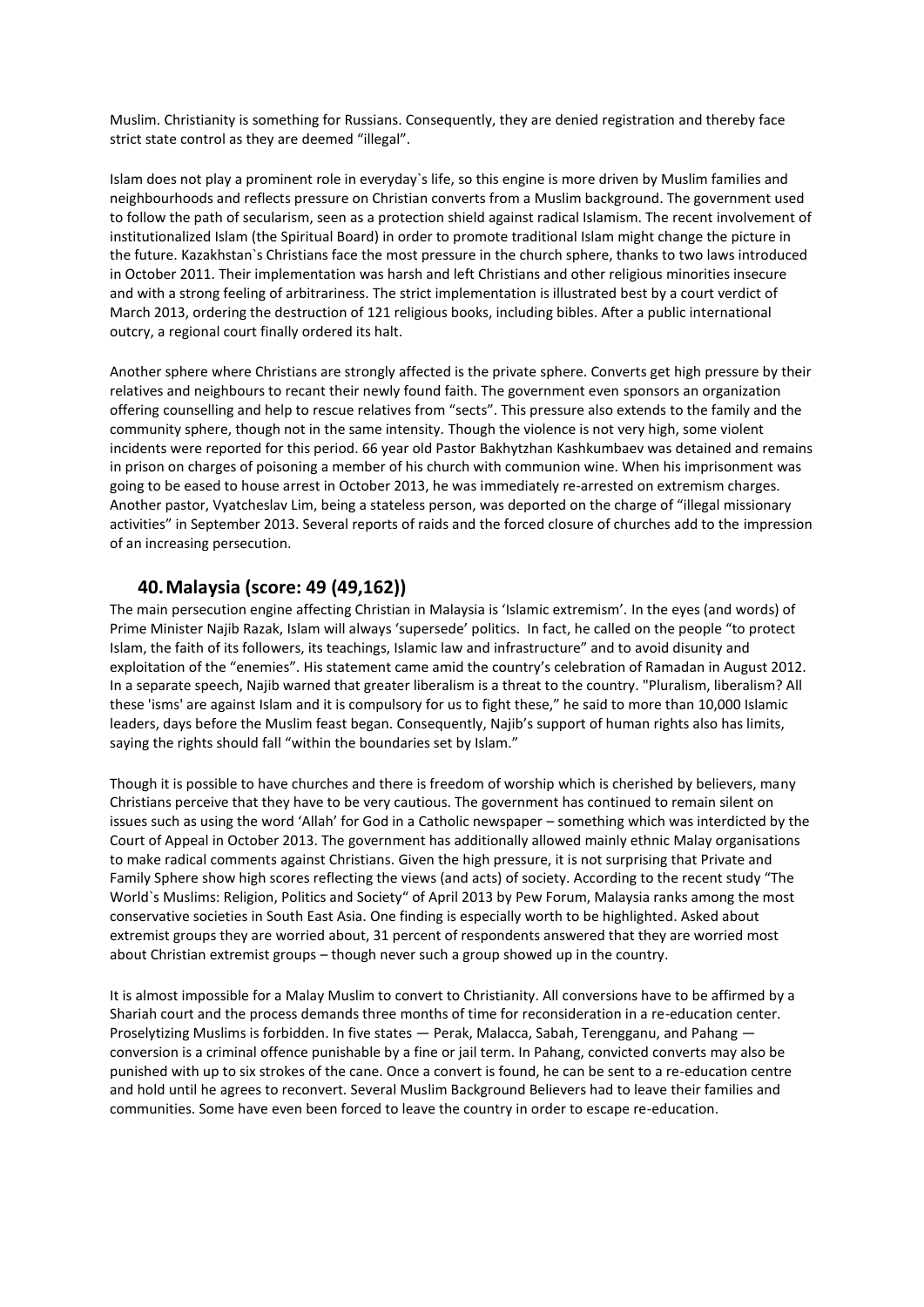Muslim. Christianity is something for Russians. Consequently, they are denied registration and thereby face strict state control as they are deemed "illegal".

Islam does not play a prominent role in everyday`s life, so this engine is more driven by Muslim families and neighbourhoods and reflects pressure on Christian converts from a Muslim background. The government used to follow the path of secularism, seen as a protection shield against radical Islamism. The recent involvement of institutionalized Islam (the Spiritual Board) in order to promote traditional Islam might change the picture in the future. Kazakhstan`s Christians face the most pressure in the church sphere, thanks to two laws introduced in October 2011. Their implementation was harsh and left Christians and other religious minorities insecure and with a strong feeling of arbitrariness. The strict implementation is illustrated best by a court verdict of March 2013, ordering the destruction of 121 religious books, including bibles. After a public international outcry, a regional court finally ordered its halt.

Another sphere where Christians are strongly affected is the private sphere. Converts get high pressure by their relatives and neighbours to recant their newly found faith. The government even sponsors an organization offering counselling and help to rescue relatives from "sects". This pressure also extends to the family and the community sphere, though not in the same intensity. Though the violence is not very high, some violent incidents were reported for this period. 66 year old Pastor Bakhytzhan Kashkumbaev was detained and remains in prison on charges of poisoning a member of his church with communion wine. When his imprisonment was going to be eased to house arrest in October 2013, he was immediately re-arrested on extremism charges. Another pastor, Vyatcheslav Lim, being a stateless person, was deported on the charge of "illegal missionary activities" in September 2013. Several reports of raids and the forced closure of churches add to the impression of an increasing persecution.

## 40. Malaysia (score: 49 (49,162))

The main persecution engine affecting Christian in Malaysia is 'Islamic extremism'. In the eyes (and words) of Prime Minister Najib Razak, Islam will always 'supersede' politics. In fact, he called on the people "to protect Islam, the faith of its followers, its teachings, Islamic law and infrastructure" and to avoid disunity and exploitation of the "enemies". His statement came amid the country's celebration of Ramadan in August 2012. In a separate speech, Najib warned that greater liberalism is a threat to the country. "Pluralism, liberalism? All these 'isms' are against Islam and it is compulsory for us to fight these," he said to more than 10,000 Islamic leaders, days before the Muslim feast began. Consequently, Najib's support of human rights also has limits, saying the rights should fall "within the boundaries set by Islam."

Though it is possible to have churches and there is freedom of worship which is cherished by believers, many Christians perceive that they have to be very cautious. The government has continued to remain silent on issues such as using the word 'Allah' for God in a Catholic newspaper – something which was interdicted by the Court of Appeal in October 2013. The government has additionally allowed mainly ethnic Malay organisations to make radical comments against Christians. Given the high pressure, it is not surprising that Private and Family Sphere show high scores reflecting the views (and acts) of society. According to the recent study "The World`s Muslims: Religion, Politics and Society" of April 2013 by Pew Forum, Malaysia ranks among the most conservative societies in South East Asia. One finding is especially worth to be highlighted. Asked about extremist groups they are worried about, 31 percent of respondents answered that they are worried most about Christian extremist groups – though never such a group showed up in the country.

It is almost impossible for a Malay Muslim to convert to Christianity. All conversions have to be affirmed by a Shariah court and the process demands three months of time for reconsideration in a re-education center. Proselytizing Muslims is forbidden. In five states — Perak, Malacca, Sabah, Terengganu, and Pahang — conversion is a criminal offence punishable by a fine or jail term. In Pahang, convicted converts may also be punished with up to six strokes of the cane. Once a convert is found, he can be sent to a re-education centre and hold until he agrees to reconvert. Several Muslim Background Believers had to leave their families and communities. Some have even been forced to leave the country in order to escape re-education.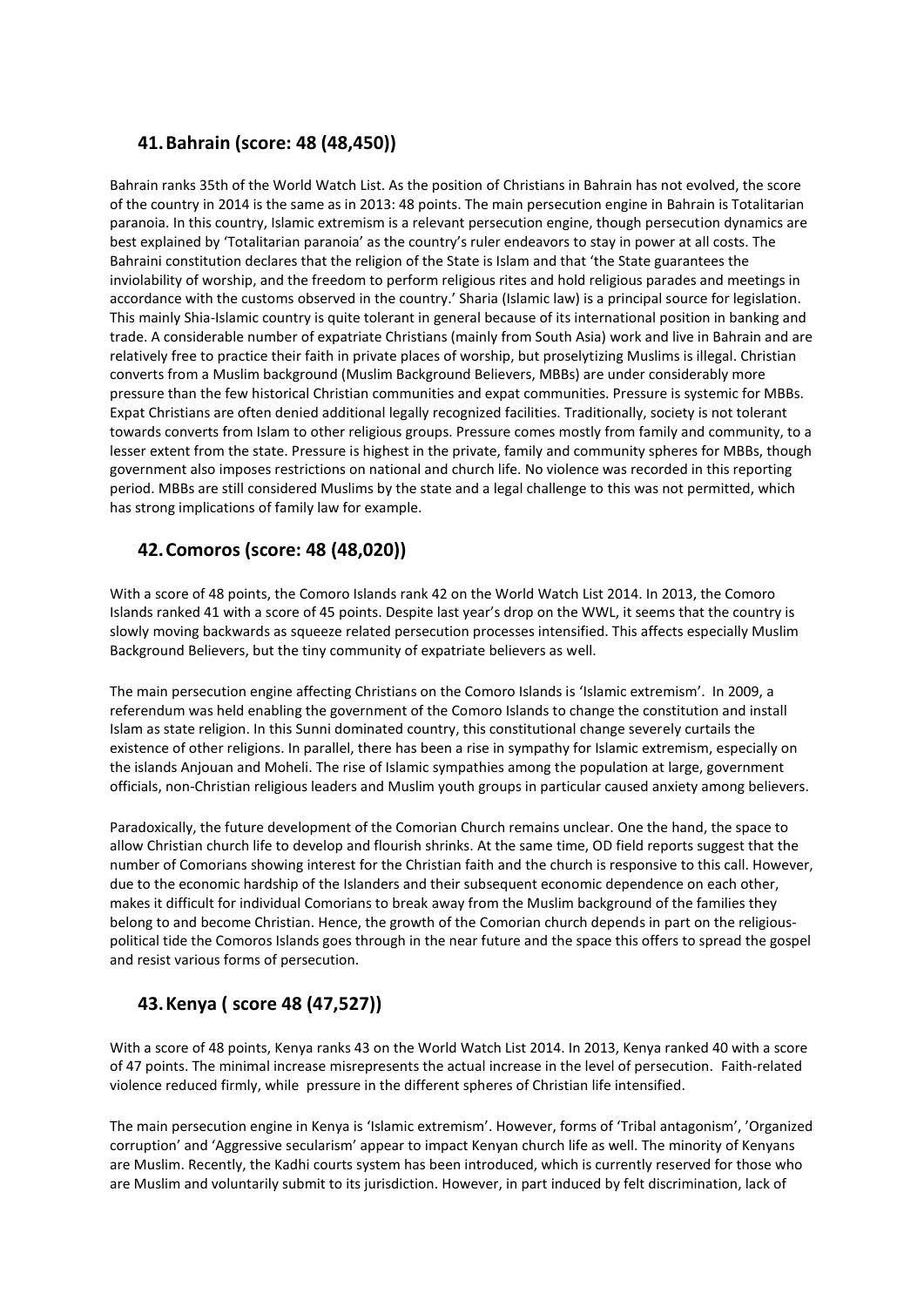## 41. Bahrain (score: 48 (48,450))

Bahrain ranks 35th of the World Watch List. As the position of Christians in Bahrain has not evolved, the score of the country in 2014 is the same as in 2013: 48 points. The main persecution engine in Bahrain is Totalitarian paranoia. In this country, Islamic extremism is a relevant persecution engine, though persecution dynamics are best explained by 'Totalitarian paranoia' as the country's ruler endeavors to stay in power at all costs. The Bahraini constitution declares that the religion of the State is Islam and that 'the State guarantees the inviolability of worship, and the freedom to perform religious rites and hold religious parades and meetings in accordance with the customs observed in the country.' Sharia (Islamic law) is a principal source for legislation. This mainly Shia-Islamic country is quite tolerant in general because of its international position in banking and trade. A considerable number of expatriate Christians (mainly from South Asia) work and live in Bahrain and are relatively free to practice their faith in private places of worship, but proselytizing Muslims is illegal. Christian converts from a Muslim background (Muslim Background Believers, MBBs) are under considerably more pressure than the few historical Christian communities and expat communities. Pressure is systemic for MBBs. Expat Christians are often denied additional legally recognized facilities. Traditionally, society is not tolerant towards converts from Islam to other religious groups. Pressure comes mostly from family and community, to a lesser extent from the state. Pressure is highest in the private, family and community spheres for MBBs, though government also imposes restrictions on national and church life. No violence was recorded in this reporting period. MBBs are still considered Muslims by the state and a legal challenge to this was not permitted, which has strong implications of family law for example.

## 42. Comoros (score: 48 (48,020))

With a score of 48 points, the Comoro Islands rank 42 on the World Watch List 2014. In 2013, the Comoro Islands ranked 41 with a score of 45 points. Despite last year's drop on the WWL, it seems that the country is slowly moving backwards as squeeze related persecution processes intensified. This affects especially Muslim Background Believers, but the tiny community of expatriate believers as well.

The main persecution engine affecting Christians on the Comoro Islands is 'Islamic extremism'. In 2009, a referendum was held enabling the government of the Comoro Islands to change the constitution and install Islam as state religion. In this Sunni dominated country, this constitutional change severely curtails the existence of other religions. In parallel, there has been a rise in sympathy for Islamic extremism, especially on the islands Anjouan and Moheli. The rise of Islamic sympathies among the population at large, government officials, non-Christian religious leaders and Muslim youth groups in particular caused anxiety among believers.

Paradoxically, the future development of the Comorian Church remains unclear. One the hand, the space to allow Christian church life to develop and flourish shrinks. At the same time, OD field reports suggest that the number of Comorians showing interest for the Christian faith and the church is responsive to this call. However, due to the economic hardship of the Islanders and their subsequent economic dependence on each other, makes it difficult for individual Comorians to break away from the Muslim background of the families they belong to and become Christian. Hence, the growth of the Comorian church depends in part on the religious-political tide the Comoros Islands goes through in the near future and the space this offers to spread the gospel and resist various forms of persecution.

## 43. Kenya ( score 48 (47,527))

With a score of 48 points, Kenya ranks 43 on the World Watch List 2014. In 2013, Kenya ranked 40 with a score of 47 points. The minimal increase misrepresents the actual increase in the level of persecution. Faith-related violence reduced firmly, while pressure in the different spheres of Christian life intensified.

The main persecution engine in Kenya is 'Islamic extremism'. However, forms of 'Tribal antagonism', 'Organized corruption' and 'Aggressive secularism' appear to impact Kenyan church life as well. The minority of Kenyans are Muslim. Recently, the Kadhi courts system has been introduced, which is currently reserved for those who are Muslim and voluntarily submit to its jurisdiction. However, in part induced by felt discrimination, lack of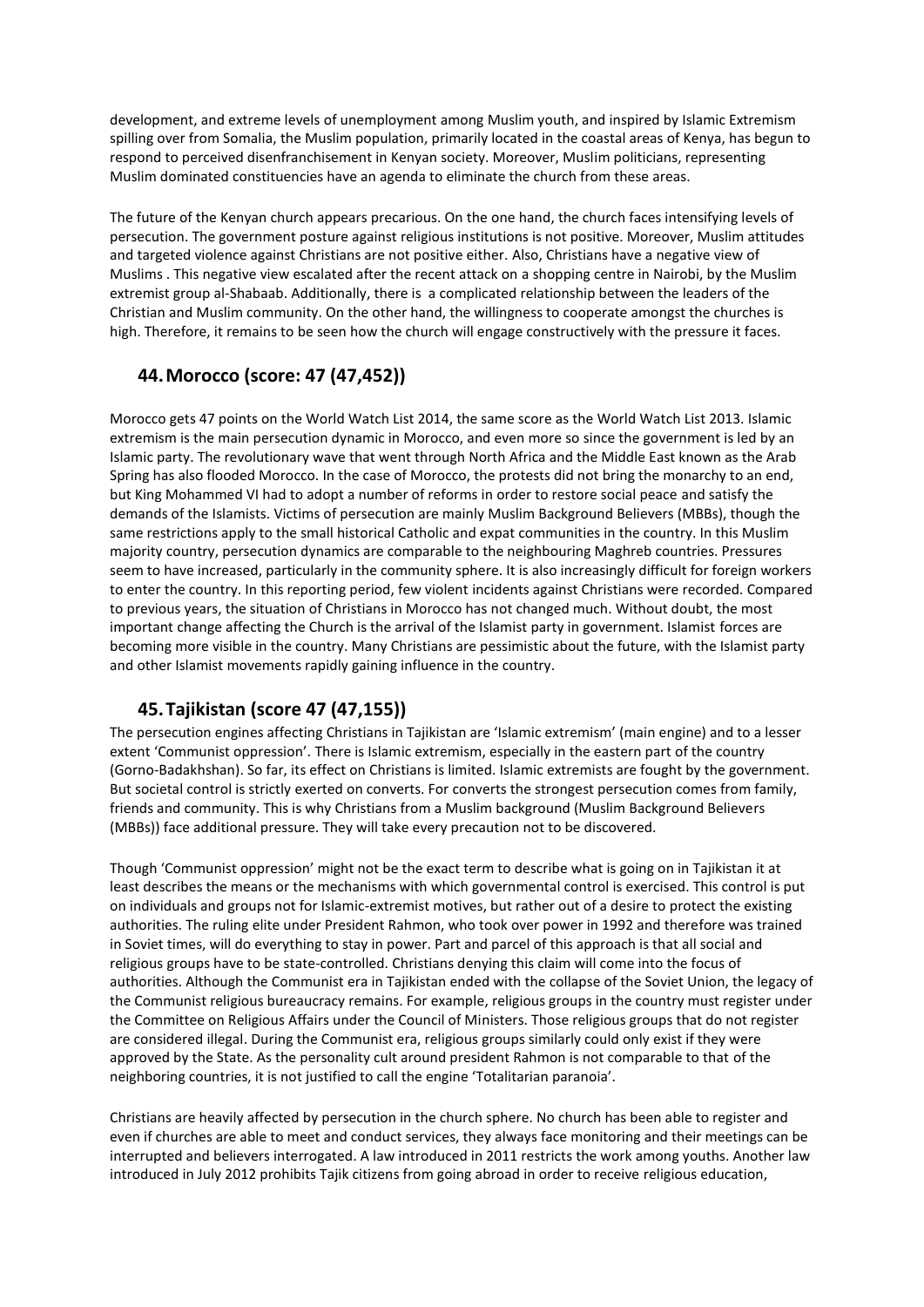development, and extreme levels of unemployment among Muslim youth, and inspired by Islamic Extremism spilling over from Somalia, the Muslim population, primarily located in the coastal areas of Kenya, has begun to respond to perceived disenfranchisement in Kenyan society. Moreover, Muslim politicians, representing Muslim dominated constituencies have an agenda to eliminate the church from these areas.

The future of the Kenyan church appears precarious. On the one hand, the church faces intensifying levels of persecution. The government posture against religious institutions is not positive. Moreover, Muslim attitudes and targeted violence against Christians are not positive either. Also, Christians have a negative view of Muslims . This negative view escalated after the recent attack on a shopping centre in Nairobi, by the Muslim extremist group al-Shabaab. Additionally, there is a complicated relationship between the leaders of the Christian and Muslim community. On the other hand, the willingness to cooperate amongst the churches is high. Therefore, it remains to be seen how the church will engage constructively with the pressure it faces.

## 44. Morocco (score: 47 (47,452))

Morocco gets 47 points on the World Watch List 2014, the same score as the World Watch List 2013. Islamic extremism is the main persecution dynamic in Morocco, and even more so since the government is led by an Islamic party. The revolutionary wave that went through North Africa and the Middle East known as the Arab Spring has also flooded Morocco. In the case of Morocco, the protests did not bring the monarchy to an end, but King Mohammed VI had to adopt a number of reforms in order to restore social peace and satisfy the demands of the Islamists. Victims of persecution are mainly Muslim Background Believers (MBBs), though the same restrictions apply to the small historical Catholic and expat communities in the country. In this Muslim majority country, persecution dynamics are comparable to the neighbouring Maghreb countries. Pressures seem to have increased, particularly in the community sphere. It is also increasingly difficult for foreign workers to enter the country. In this reporting period, few violent incidents against Christians were recorded. Compared to previous years, the situation of Christians in Morocco has not changed much. Without doubt, the most important change affecting the Church is the arrival of the Islamist party in government. Islamist forces are becoming more visible in the country. Many Christians are pessimistic about the future, with the Islamist party and other Islamist movements rapidly gaining influence in the country.

## 45. Tajikistan (score 47 (47,155))

The persecution engines affecting Christians in Tajikistan are 'Islamic extremism' (main engine) and to a lesser extent 'Communist oppression'. There is Islamic extremism, especially in the eastern part of the country (Gorno-Badakhshan). So far, its effect on Christians is limited. Islamic extremists are fought by the government. But societal control is strictly exerted on converts. For converts the strongest persecution comes from family, friends and community. This is why Christians from a Muslim background (Muslim Background Believers (MBBs)) face additional pressure. They will take every precaution not to be discovered.

Though 'Communist oppression' might not be the exact term to describe what is going on in Tajikistan it at least describes the means or the mechanisms with which governmental control is exercised. This control is put on individuals and groups not for Islamic-extremist motives, but rather out of a desire to protect the existing authorities. The ruling elite under President Rahmon, who took over power in 1992 and therefore was trained in Soviet times, will do everything to stay in power. Part and parcel of this approach is that all social and religious groups have to be state-controlled. Christians denying this claim will come into the focus of authorities. Although the Communist era in Tajikistan ended with the collapse of the Soviet Union, the legacy of the Communist religious bureaucracy remains. For example, religious groups in the country must register under the Committee on Religious Affairs under the Council of Ministers. Those religious groups that do not register are considered illegal. During the Communist era, religious groups similarly could only exist if they were approved by the State. As the personality cult around president Rahmon is not comparable to that of the neighboring countries, it is not justified to call the engine 'Totalitarian paranoia'.

Christians are heavily affected by persecution in the church sphere. No church has been able to register and even if churches are able to meet and conduct services, they always face monitoring and their meetings can be interrupted and believers interrogated. A law introduced in 2011 restricts the work among youths. Another law introduced in July 2012 prohibits Tajik citizens from going abroad in order to receive religious education,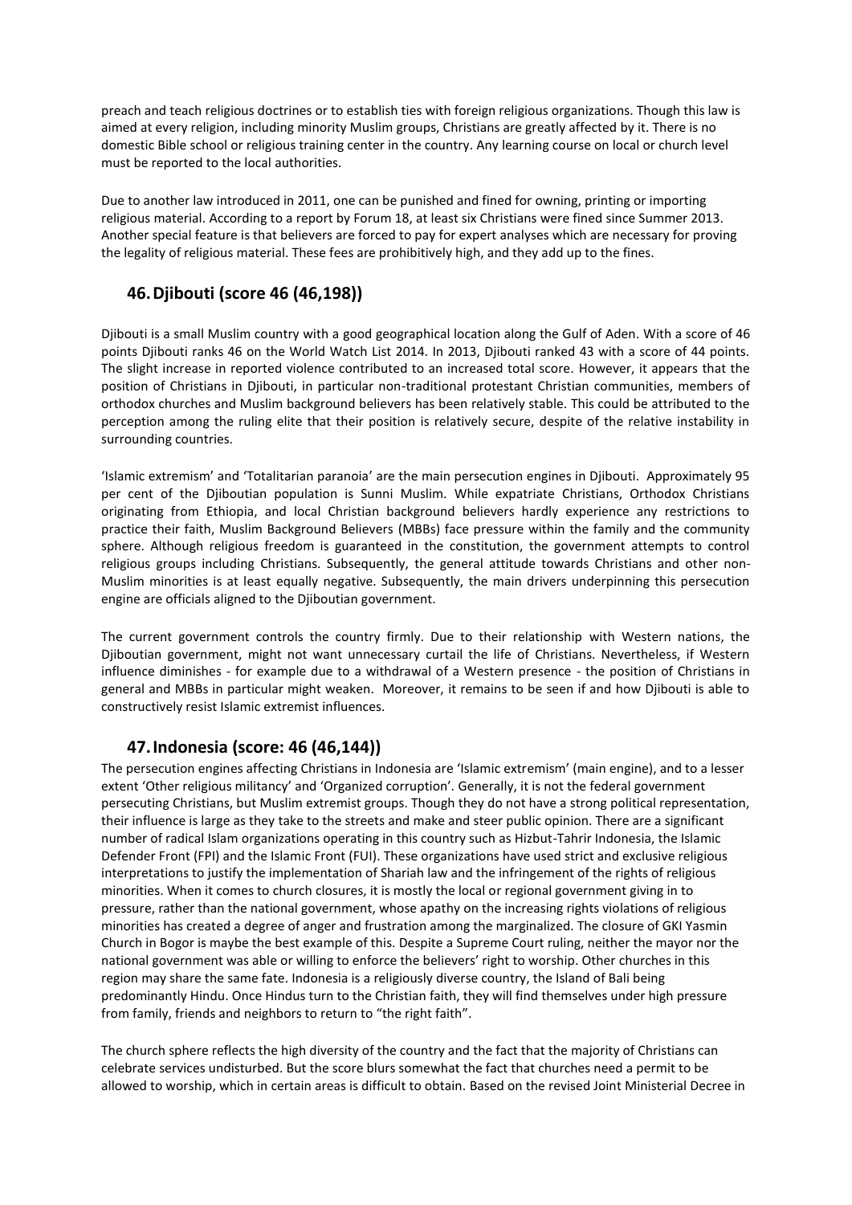preach and teach religious doctrines or to establish ties with foreign religious organizations. Though this law is aimed at every religion, including minority Muslim groups, Christians are greatly affected by it. There is no domestic Bible school or religious training center in the country. Any learning course on local or church level must be reported to the local authorities.

Due to another law introduced in 2011, one can be punished and fined for owning, printing or importing religious material. According to a report by Forum 18, at least six Christians were fined since Summer 2013. Another special feature is that believers are forced to pay for expert analyses which are necessary for proving the legality of religious material. These fees are prohibitively high, and they add up to the fines.

## 46. Djibouti (score 46 (46,198))

Djibouti is a small Muslim country with a good geographical location along the Gulf of Aden. With a score of 46 points Djibouti ranks 46 on the World Watch List 2014. In 2013, Djibouti ranked 43 with a score of 44 points. The slight increase in reported violence contributed to an increased total score. However, it appears that the position of Christians in Djibouti, in particular non-traditional protestant Christian communities, members of orthodox churches and Muslim background believers has been relatively stable. This could be attributed to the perception among the ruling elite that their position is relatively secure, despite of the relative instability in surrounding countries.

'Islamic extremism' and 'Totalitarian paranoia' are the main persecution engines in Djibouti. Approximately 95 per cent of the Djiboutian population is Sunni Muslim. While expatriate Christians, Orthodox Christians originating from Ethiopia, and local Christian background believers hardly experience any restrictions to practice their faith, Muslim Background Believers (MBBs) face pressure within the family and the community sphere. Although religious freedom is guaranteed in the constitution, the government attempts to control religious groups including Christians. Subsequently, the general attitude towards Christians and other non-Muslim minorities is at least equally negative. Subsequently, the main drivers underpinning this persecution engine are officials aligned to the Djiboutian government.

The current government controls the country firmly. Due to their relationship with Western nations, the Djiboutian government, might not want unnecessary curtail the life of Christians. Nevertheless, if Western influence diminishes - for example due to a withdrawal of a Western presence - the position of Christians in general and MBBs in particular might weaken. Moreover, it remains to be seen if and how Djibouti is able to constructively resist Islamic extremist influences.

## 47. Indonesia (score: 46 (46,144))

The persecution engines affecting Christians in Indonesia are 'Islamic extremism' (main engine), and to a lesser extent 'Other religious militancy' and 'Organized corruption'. Generally, it is not the federal government persecuting Christians, but Muslim extremist groups. Though they do not have a strong political representation, their influence is large as they take to the streets and make and steer public opinion. There are a significant number of radical Islam organizations operating in this country such as Hizbut-Tahrir Indonesia, the Islamic Defender Front (FPI) and the Islamic Front (FUI). These organizations have used strict and exclusive religious interpretations to justify the implementation of Shariah law and the infringement of the rights of religious minorities. When it comes to church closures, it is mostly the local or regional government giving in to pressure, rather than the national government, whose apathy on the increasing rights violations of religious minorities has created a degree of anger and frustration among the marginalized. The closure of GKI Yasmin Church in Bogor is maybe the best example of this. Despite a Supreme Court ruling, neither the mayor nor the national government was able or willing to enforce the believers' right to worship. Other churches in this region may share the same fate. Indonesia is a religiously diverse country, the Island of Bali being predominantly Hindu. Once Hindus turn to the Christian faith, they will find themselves under high pressure from family, friends and neighbors to return to "the right faith".

The church sphere reflects the high diversity of the country and the fact that the majority of Christians can celebrate services undisturbed. But the score blurs somewhat the fact that churches need a permit to be allowed to worship, which in certain areas is difficult to obtain. Based on the revised Joint Ministerial Decree in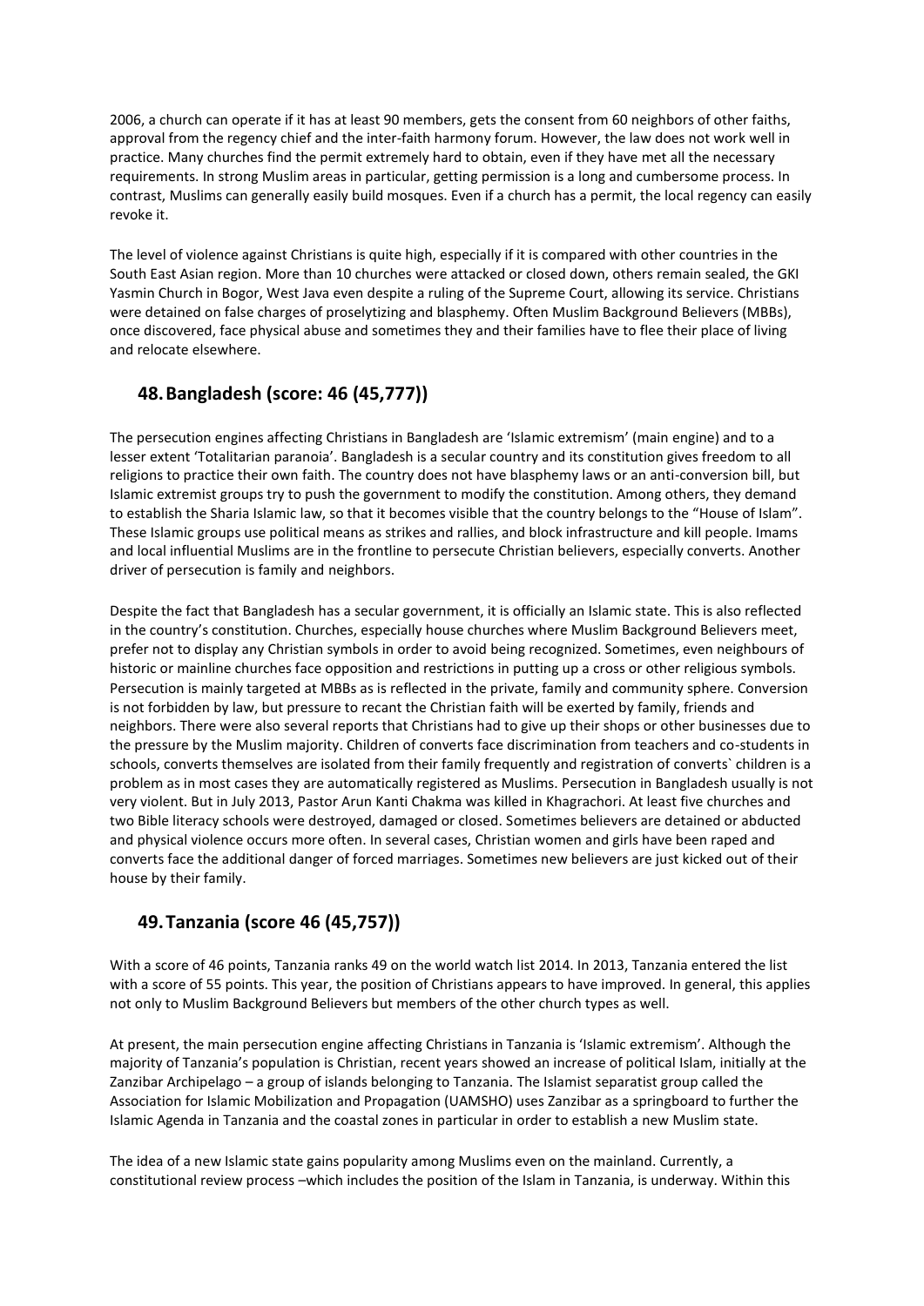2006, a church can operate if it has at least 90 members, gets the consent from 60 neighbors of other faiths, approval from the regency chief and the inter-faith harmony forum. However, the law does not work well in practice. Many churches find the permit extremely hard to obtain, even if they have met all the necessary requirements. In strong Muslim areas in particular, getting permission is a long and cumbersome process. In contrast, Muslims can generally easily build mosques. Even if a church has a permit, the local regency can easily revoke it.

The level of violence against Christians is quite high, especially if it is compared with other countries in the South East Asian region. More than 10 churches were attacked or closed down, others remain sealed, the GKI Yasmin Church in Bogor, West Java even despite a ruling of the Supreme Court, allowing its service. Christians were detained on false charges of proselytizing and blasphemy. Often Muslim Background Believers (MBBs), once discovered, face physical abuse and sometimes they and their families have to flee their place of living and relocate elsewhere.

## 48. Bangladesh (score: 46 (45,777))

The persecution engines affecting Christians in Bangladesh are 'Islamic extremism' (main engine) and to a lesser extent 'Totalitarian paranoia'. Bangladesh is a secular country and its constitution gives freedom to all religions to practice their own faith. The country does not have blasphemy laws or an anti-conversion bill, but Islamic extremist groups try to push the government to modify the constitution. Among others, they demand to establish the Sharia Islamic law, so that it becomes visible that the country belongs to the "House of Islam". These Islamic groups use political means as strikes and rallies, and block infrastructure and kill people. Imams and local influential Muslims are in the frontline to persecute Christian believers, especially converts. Another driver of persecution is family and neighbors.

Despite the fact that Bangladesh has a secular government, it is officially an Islamic state. This is also reflected in the country's constitution. Churches, especially house churches where Muslim Background Believers meet, prefer not to display any Christian symbols in order to avoid being recognized. Sometimes, even neighbours of historic or mainline churches face opposition and restrictions in putting up a cross or other religious symbols. Persecution is mainly targeted at MBBs as is reflected in the private, family and community sphere. Conversion is not forbidden by law, but pressure to recant the Christian faith will be exerted by family, friends and neighbors. There were also several reports that Christians had to give up their shops or other businesses due to the pressure by the Muslim majority. Children of converts face discrimination from teachers and co-students in schools, converts themselves are isolated from their family frequently and registration of converts` children is a problem as in most cases they are automatically registered as Muslims. Persecution in Bangladesh usually is not very violent. But in July 2013, Pastor Arun Kanti Chakma was killed in Khagrachori. At least five churches and two Bible literacy schools were destroyed, damaged or closed. Sometimes believers are detained or abducted and physical violence occurs more often. In several cases, Christian women and girls have been raped and converts face the additional danger of forced marriages. Sometimes new believers are just kicked out of their house by their family.

## 49. Tanzania (score 46 (45,757))

With a score of 46 points, Tanzania ranks 49 on the world watch list 2014. In 2013, Tanzania entered the list with a score of 55 points. This year, the position of Christians appears to have improved. In general, this applies not only to Muslim Background Believers but members of the other church types as well.

At present, the main persecution engine affecting Christians in Tanzania is 'Islamic extremism'. Although the majority of Tanzania's population is Christian, recent years showed an increase of political Islam, initially at the Zanzibar Archipelago – a group of islands belonging to Tanzania. The Islamist separatist group called the Association for Islamic Mobilization and Propagation (UAMSHO) uses Zanzibar as a springboard to further the Islamic Agenda in Tanzania and the coastal zones in particular in order to establish a new Muslim state.

The idea of a new Islamic state gains popularity among Muslims even on the mainland. Currently, a constitutional review process –which includes the position of the Islam in Tanzania, is underway. Within this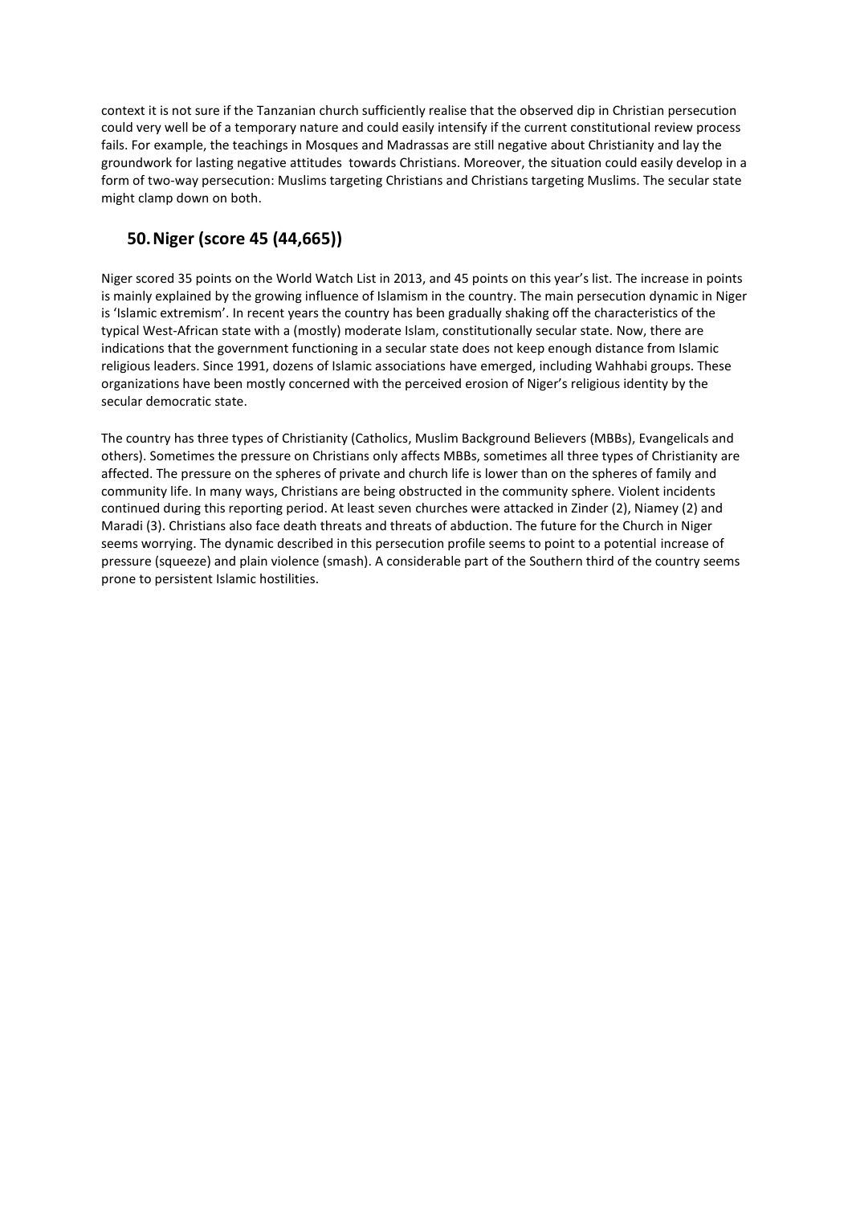context it is not sure if the Tanzanian church sufficiently realise that the observed dip in Christian persecution could very well be of a temporary nature and could easily intensify if the current constitutional review process fails. For example, the teachings in Mosques and Madrassas are still negative about Christianity and lay the groundwork for lasting negative attitudes towards Christians. Moreover, the situation could easily develop in a form of two-way persecution: Muslims targeting Christians and Christians targeting Muslims. The secular state might clamp down on both.

## 50. Niger (score 45 (44,665))

Niger scored 35 points on the World Watch List in 2013, and 45 points on this year's list. The increase in points is mainly explained by the growing influence of Islamism in the country. The main persecution dynamic in Niger is 'Islamic extremism'. In recent years the country has been gradually shaking off the characteristics of the typical West-African state with a (mostly) moderate Islam, constitutionally secular state. Now, there are indications that the government functioning in a secular state does not keep enough distance from Islamic religious leaders. Since 1991, dozens of Islamic associations have emerged, including Wahhabi groups. These organizations have been mostly concerned with the perceived erosion of Niger's religious identity by the secular democratic state.

The country has three types of Christianity (Catholics, Muslim Background Believers (MBBs), Evangelicals and others). Sometimes the pressure on Christians only affects MBBs, sometimes all three types of Christianity are affected. The pressure on the spheres of private and church life is lower than on the spheres of family and community life. In many ways, Christians are being obstructed in the community sphere. Violent incidents continued during this reporting period. At least seven churches were attacked in Zinder (2), Niamey (2) and Maradi (3). Christians also face death threats and threats of abduction. The future for the Church in Niger seems worrying. The dynamic described in this persecution profile seems to point to a potential increase of pressure (squeeze) and plain violence (smash). A considerable part of the Southern third of the country seems prone to persistent Islamic hostilities.